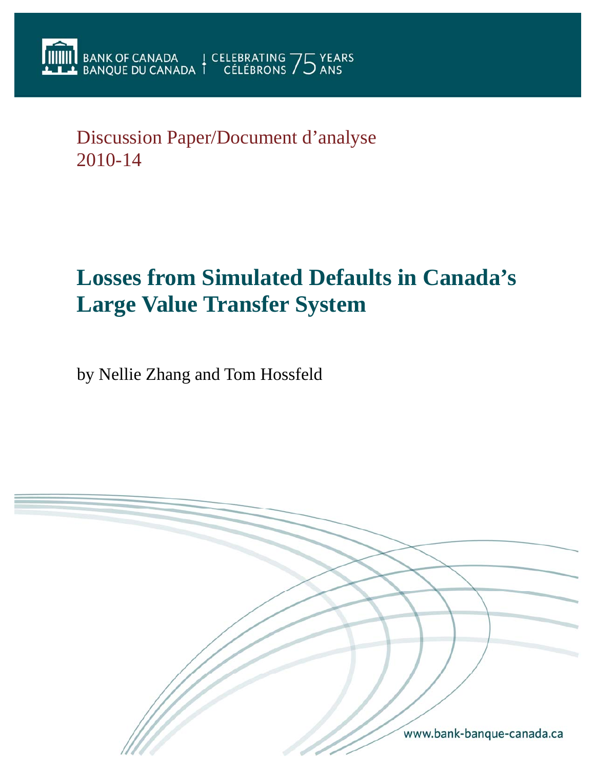BANK OF CANADA
BANQUE DU CANADA | CELEBRATING 75 YEARS
CÉLÉBRONS 75 ANS

Discussion Paper/Document d'analyse
2010-14

# Losses from Simulated Defaults in Canada's Large Value Transfer System

by Nellie Zhang and Tom Hossfeld

www.bank-banque-canada.ca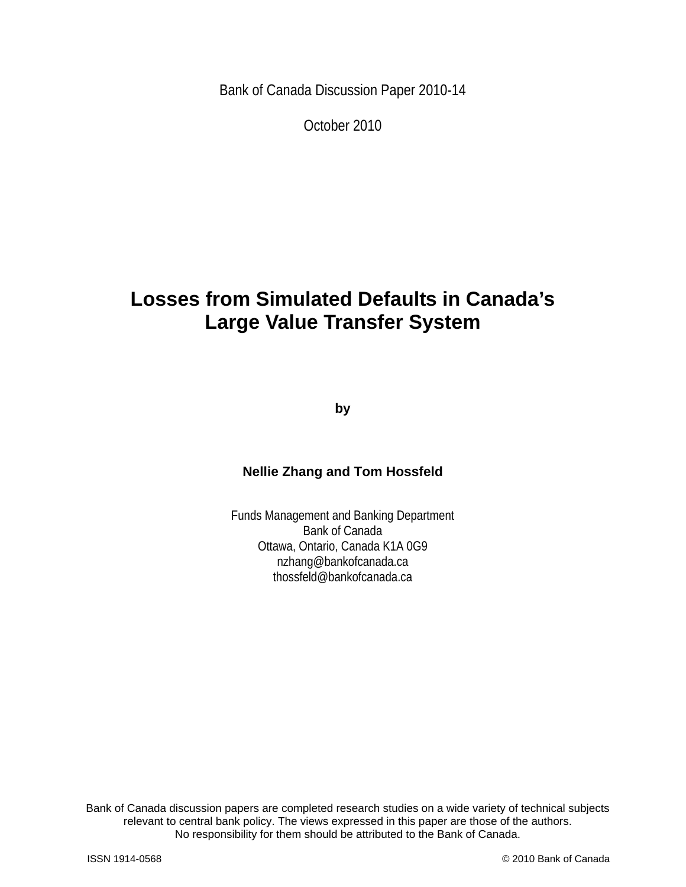Bank of Canada Discussion Paper 2010-14

October 2010

# Losses from Simulated Defaults in Canada's Large Value Transfer System

by

**Nellie Zhang and Tom Hossfeld**

Funds Management and Banking Department
Bank of Canada
Ottawa, Ontario, Canada K1A 0G9
nzhang@bankofcanada.ca
thossfeld@bankofcanada.ca

Bank of Canada discussion papers are completed research studies on a wide variety of technical subjects relevant to central bank policy. The views expressed in this paper are those of the authors. No responsibility for them should be attributed to the Bank of Canada.

ISSN 1914-0568

© 2010 Bank of Canada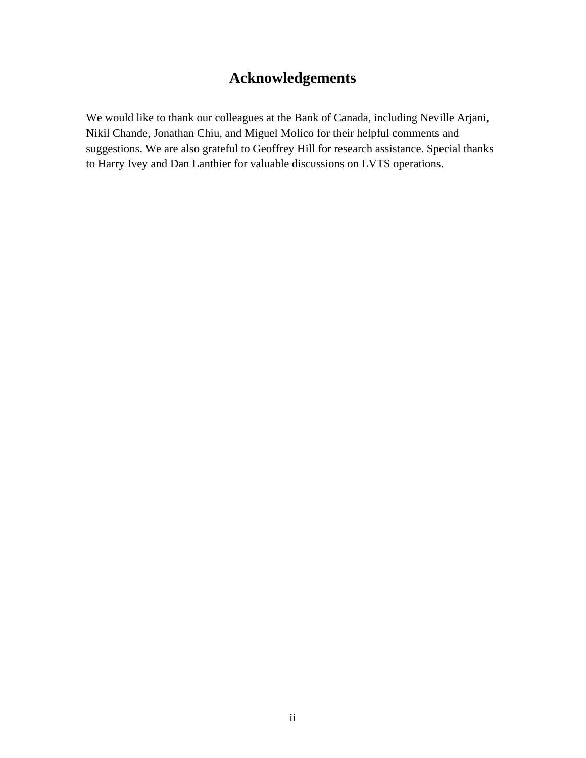# Acknowledgements

We would like to thank our colleagues at the Bank of Canada, including Neville Arjani, Nikil Chande, Jonathan Chiu, and Miguel Molico for their helpful comments and suggestions. We are also grateful to Geoffrey Hill for research assistance. Special thanks to Harry Ivey and Dan Lanthier for valuable discussions on LVTS operations.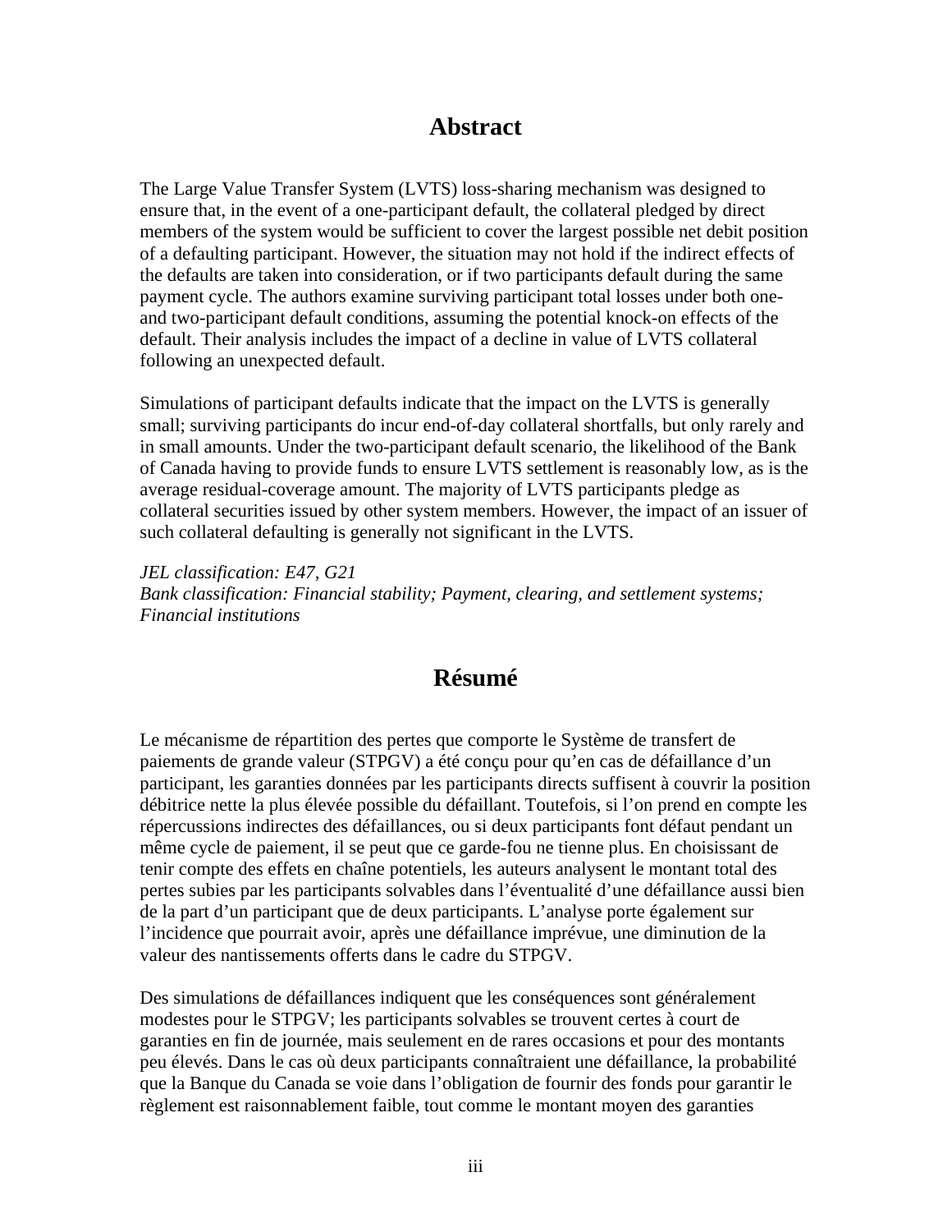# Abstract

The Large Value Transfer System (LVTS) loss-sharing mechanism was designed to ensure that, in the event of a one-participant default, the collateral pledged by direct members of the system would be sufficient to cover the largest possible net debit position of a defaulting participant. However, the situation may not hold if the indirect effects of the defaults are taken into consideration, or if two participants default during the same payment cycle. The authors examine surviving participant total losses under both one- and two-participant default conditions, assuming the potential knock-on effects of the default. Their analysis includes the impact of a decline in value of LVTS collateral following an unexpected default.

Simulations of participant defaults indicate that the impact on the LVTS is generally small; surviving participants do incur end-of-day collateral shortfalls, but only rarely and in small amounts. Under the two-participant default scenario, the likelihood of the Bank of Canada having to provide funds to ensure LVTS settlement is reasonably low, as is the average residual-coverage amount. The majority of LVTS participants pledge as collateral securities issued by other system members. However, the impact of an issuer of such collateral defaulting is generally not significant in the LVTS.

*JEL classification: E47, G21*
*Bank classification: Financial stability; Payment, clearing, and settlement systems; Financial institutions*

# Résumé

Le mécanisme de répartition des pertes que comporte le Système de transfert de paiements de grande valeur (STPGV) a été conçu pour qu'en cas de défaillance d'un participant, les garanties données par les participants directs suffisent à couvrir la position débitrice nette la plus élevée possible du défaillant. Toutefois, si l'on prend en compte les répercussions indirectes des défaillances, ou si deux participants font défaut pendant un même cycle de paiement, il se peut que ce garde-fou ne tienne plus. En choisissant de tenir compte des effets en chaîne potentiels, les auteurs analysent le montant total des pertes subies par les participants solvables dans l'éventualité d'une défaillance aussi bien de la part d'un participant que de deux participants. L'analyse porte également sur l'incidence que pourrait avoir, après une défaillance imprévue, une diminution de la valeur des nantissements offerts dans le cadre du STPGV.

Des simulations de défaillances indiquent que les conséquences sont généralement modestes pour le STPGV; les participants solvables se trouvent certes à court de garanties en fin de journée, mais seulement en de rares occasions et pour des montants peu élevés. Dans le cas où deux participants connaîtraient une défaillance, la probabilité que la Banque du Canada se voie dans l'obligation de fournir des fonds pour garantir le règlement est raisonnablement faible, tout comme le montant moyen des garanties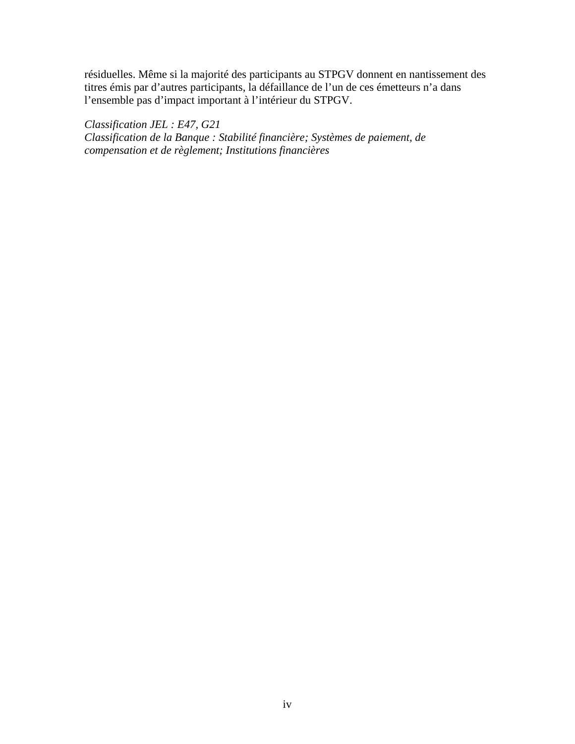résiduelles. Même si la majorité des participants au STPGV donnent en nantissement des titres émis par d’autres participants, la défaillance de l’un de ces émetteurs n’a dans l’ensemble pas d’impact important à l’intérieur du STPGV.

*Classification JEL : E47, G21*
*Classification de la Banque : Stabilité financière; Systèmes de paiement, de compensation et de règlement; Institutions financières*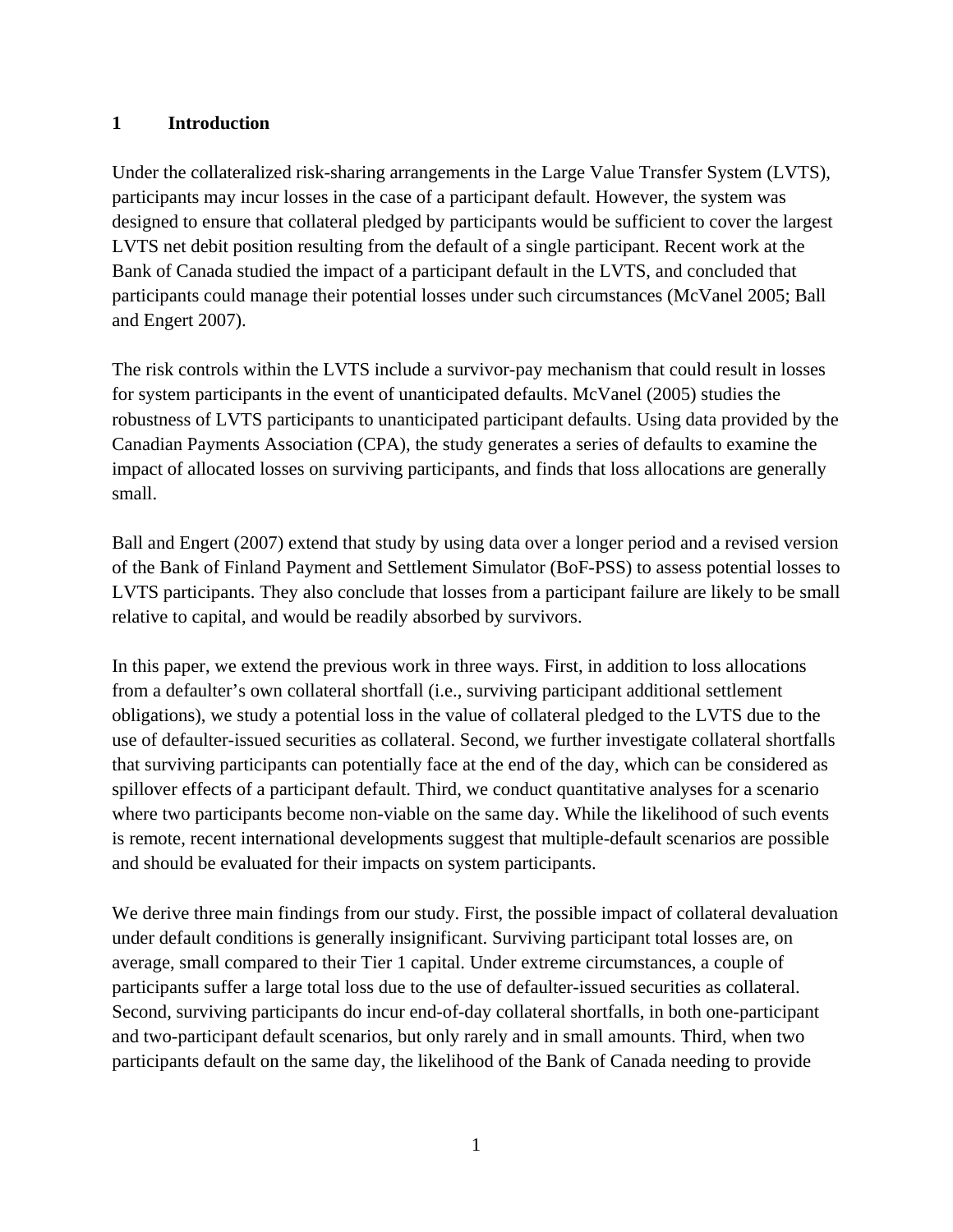# 1 Introduction

Under the collateralized risk-sharing arrangements in the Large Value Transfer System (LVTS), participants may incur losses in the case of a participant default. However, the system was designed to ensure that collateral pledged by participants would be sufficient to cover the largest LVTS net debit position resulting from the default of a single participant. Recent work at the Bank of Canada studied the impact of a participant default in the LVTS, and concluded that participants could manage their potential losses under such circumstances (McVanel 2005; Ball and Engert 2007).

The risk controls within the LVTS include a survivor-pay mechanism that could result in losses for system participants in the event of unanticipated defaults. McVanel (2005) studies the robustness of LVTS participants to unanticipated participant defaults. Using data provided by the Canadian Payments Association (CPA), the study generates a series of defaults to examine the impact of allocated losses on surviving participants, and finds that loss allocations are generally small.

Ball and Engert (2007) extend that study by using data over a longer period and a revised version of the Bank of Finland Payment and Settlement Simulator (BoF-PSS) to assess potential losses to LVTS participants. They also conclude that losses from a participant failure are likely to be small relative to capital, and would be readily absorbed by survivors.

In this paper, we extend the previous work in three ways. First, in addition to loss allocations from a defaulter's own collateral shortfall (i.e., surviving participant additional settlement obligations), we study a potential loss in the value of collateral pledged to the LVTS due to the use of defaulter-issued securities as collateral. Second, we further investigate collateral shortfalls that surviving participants can potentially face at the end of the day, which can be considered as spillover effects of a participant default. Third, we conduct quantitative analyses for a scenario where two participants become non-viable on the same day. While the likelihood of such events is remote, recent international developments suggest that multiple-default scenarios are possible and should be evaluated for their impacts on system participants.

We derive three main findings from our study. First, the possible impact of collateral devaluation under default conditions is generally insignificant. Surviving participant total losses are, on average, small compared to their Tier 1 capital. Under extreme circumstances, a couple of participants suffer a large total loss due to the use of defaulter-issued securities as collateral. Second, surviving participants do incur end-of-day collateral shortfalls, in both one-participant and two-participant default scenarios, but only rarely and in small amounts. Third, when two participants default on the same day, the likelihood of the Bank of Canada needing to provide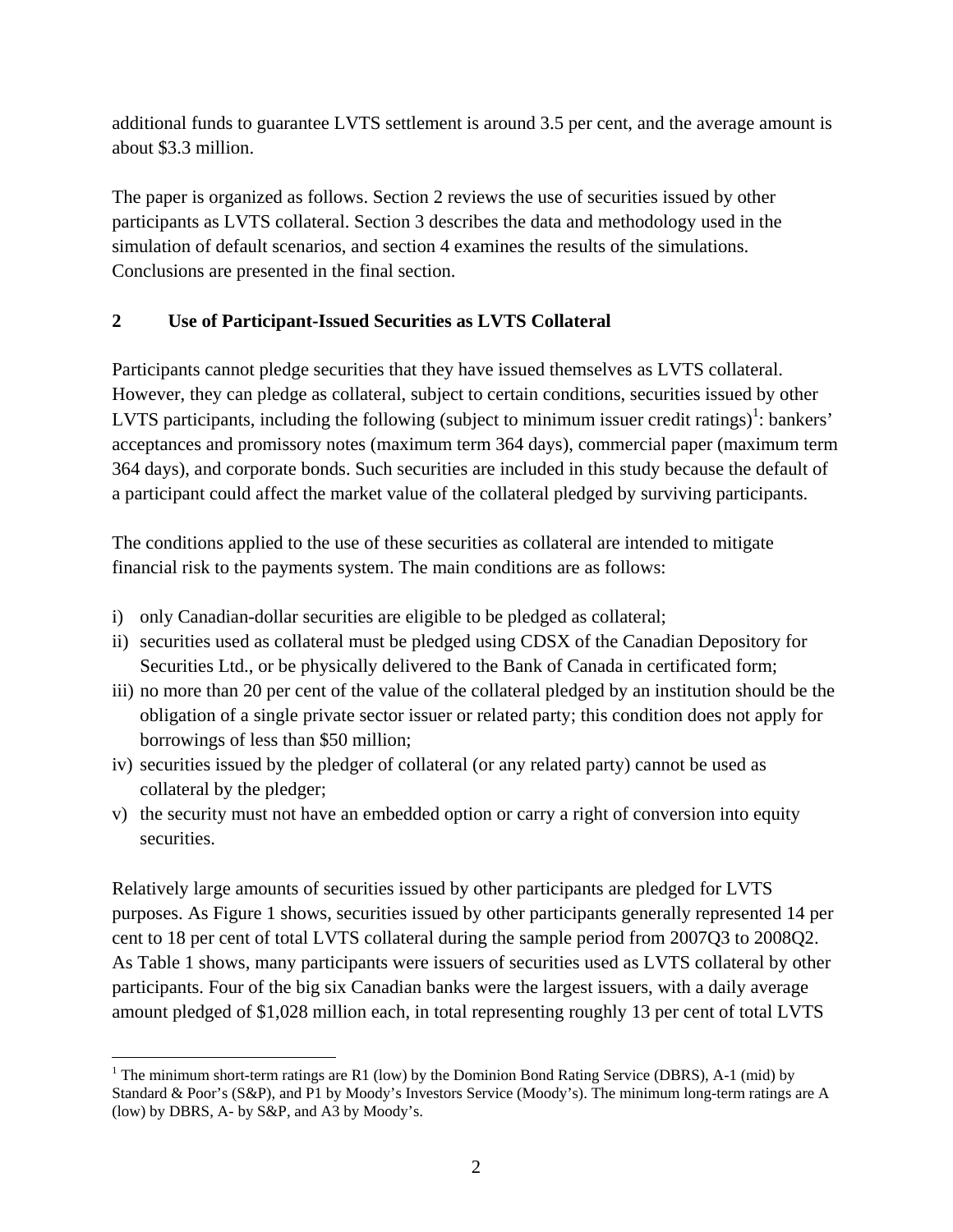additional funds to guarantee LVTS settlement is around 3.5 per cent, and the average amount is about $3.3 million.

The paper is organized as follows. Section 2 reviews the use of securities issued by other participants as LVTS collateral. Section 3 describes the data and methodology used in the simulation of default scenarios, and section 4 examines the results of the simulations. Conclusions are presented in the final section.

## 2 Use of Participant-Issued Securities as LVTS Collateral

Participants cannot pledge securities that they have issued themselves as LVTS collateral. However, they can pledge as collateral, subject to certain conditions, securities issued by other LVTS participants, including the following (subject to minimum issuer credit ratings)[1]: bankers' acceptances and promissory notes (maximum term 364 days), commercial paper (maximum term 364 days), and corporate bonds. Such securities are included in this study because the default of a participant could affect the market value of the collateral pledged by surviving participants.

The conditions applied to the use of these securities as collateral are intended to mitigate financial risk to the payments system. The main conditions are as follows:

i) only Canadian-dollar securities are eligible to be pledged as collateral;
ii) securities used as collateral must be pledged using CDSX of the Canadian Depository for Securities Ltd., or be physically delivered to the Bank of Canada in certificated form;
iii) no more than 20 per cent of the value of the collateral pledged by an institution should be the obligation of a single private sector issuer or related party; this condition does not apply for borrowings of less than $50 million;
iv) securities issued by the pledger of collateral (or any related party) cannot be used as collateral by the pledger;
v) the security must not have an embedded option or carry a right of conversion into equity securities.

Relatively large amounts of securities issued by other participants are pledged for LVTS purposes. As Figure 1 shows, securities issued by other participants generally represented 14 per cent to 18 per cent of total LVTS collateral during the sample period from 2007Q3 to 2008Q2. As Table 1 shows, many participants were issuers of securities used as LVTS collateral by other participants. Four of the big six Canadian banks were the largest issuers, with a daily average amount pledged of $1,028 million each, in total representing roughly 13 per cent of total LVTS

[1] The minimum short-term ratings are R1 (low) by the Dominion Bond Rating Service (DBRS), A-1 (mid) by Standard & Poor's (S&P), and P1 by Moody's Investors Service (Moody's). The minimum long-term ratings are A (low) by DBRS, A- by S&P, and A3 by Moody's.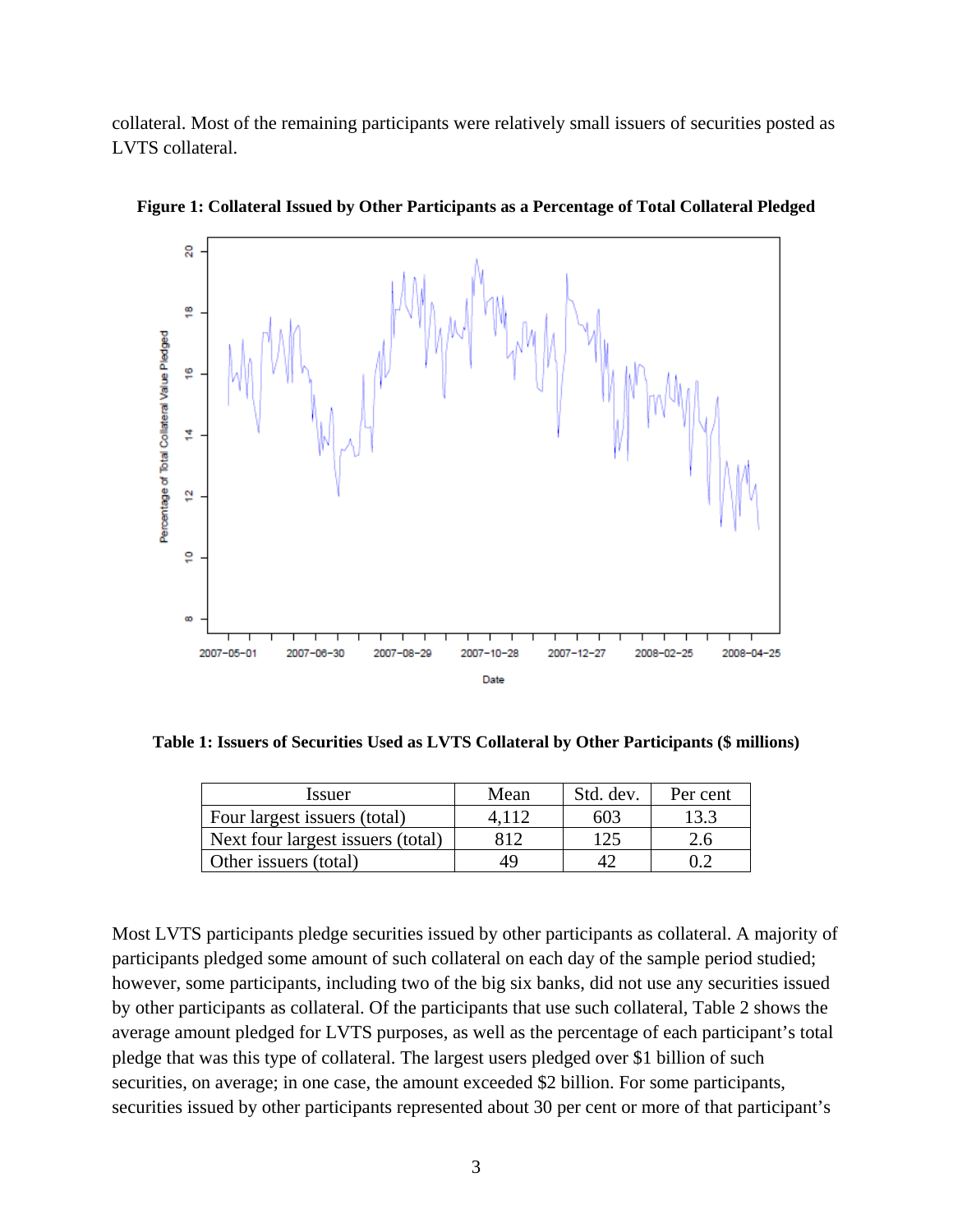collateral. Most of the remaining participants were relatively small issuers of securities posted as LVTS collateral.

**Figure 1: Collateral Issued by Other Participants as a Percentage of Total Collateral Pledged**

**Table 1: Issuers of Securities Used as LVTS Collateral by Other Participants ($ millions)**

| Issuer | Mean | Std. dev. | Per cent |
|---|---|---|---|
| Four largest issuers (total) | 4,112 | 603 | 13.3 |
| Next four largest issuers (total) | 812 | 125 | 2.6 |
| Other issuers (total) | 49 | 42 | 0.2 |

Most LVTS participants pledge securities issued by other participants as collateral. A majority of participants pledged some amount of such collateral on each day of the sample period studied; however, some participants, including two of the big six banks, did not use any securities issued by other participants as collateral. Of the participants that use such collateral, Table 2 shows the average amount pledged for LVTS purposes, as well as the percentage of each participant's total pledge that was this type of collateral. The largest users pledged over $1 billion of such securities, on average; in one case, the amount exceeded $2 billion. For some participants, securities issued by other participants represented about 30 per cent or more of that participant's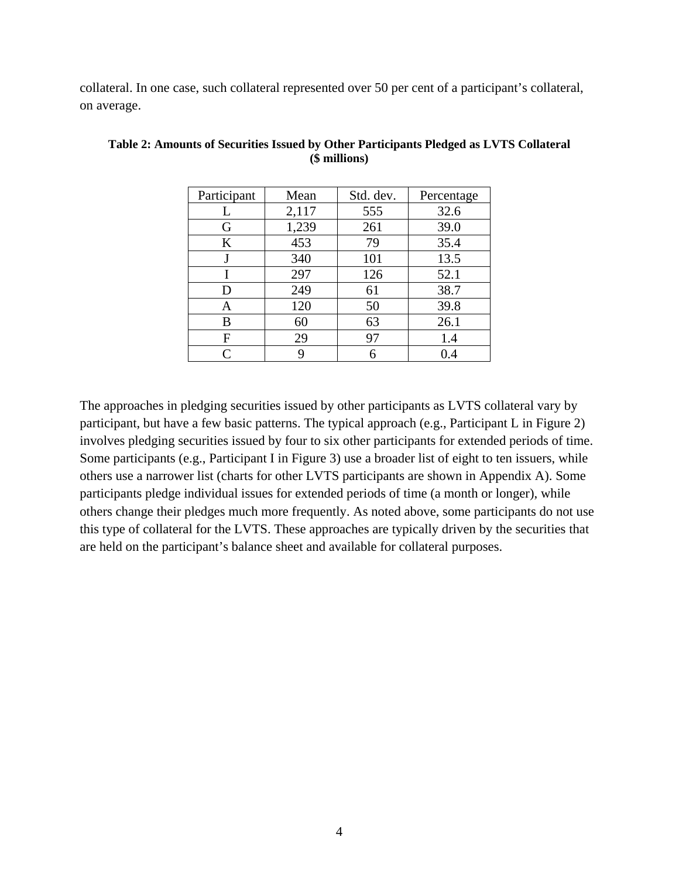collateral. In one case, such collateral represented over 50 per cent of a participant's collateral, on average.

**Table 2: Amounts of Securities Issued by Other Participants Pledged as LVTS Collateral ($ millions)**

| Participant | Mean | Std. dev. | Percentage |
|---|---|---|---|
| L | 2,117 | 555 | 32.6 |
| G | 1,239 | 261 | 39.0 |
| K | 453 | 79 | 35.4 |
| J | 340 | 101 | 13.5 |
| I | 297 | 126 | 52.1 |
| D | 249 | 61 | 38.7 |
| A | 120 | 50 | 39.8 |
| B | 60 | 63 | 26.1 |
| F | 29 | 97 | 1.4 |
| C | 9 | 6 | 0.4 |

The approaches in pledging securities issued by other participants as LVTS collateral vary by participant, but have a few basic patterns. The typical approach (e.g., Participant L in Figure 2) involves pledging securities issued by four to six other participants for extended periods of time. Some participants (e.g., Participant I in Figure 3) use a broader list of eight to ten issuers, while others use a narrower list (charts for other LVTS participants are shown in Appendix A). Some participants pledge individual issues for extended periods of time (a month or longer), while others change their pledges much more frequently. As noted above, some participants do not use this type of collateral for the LVTS. These approaches are typically driven by the securities that are held on the participant's balance sheet and available for collateral purposes.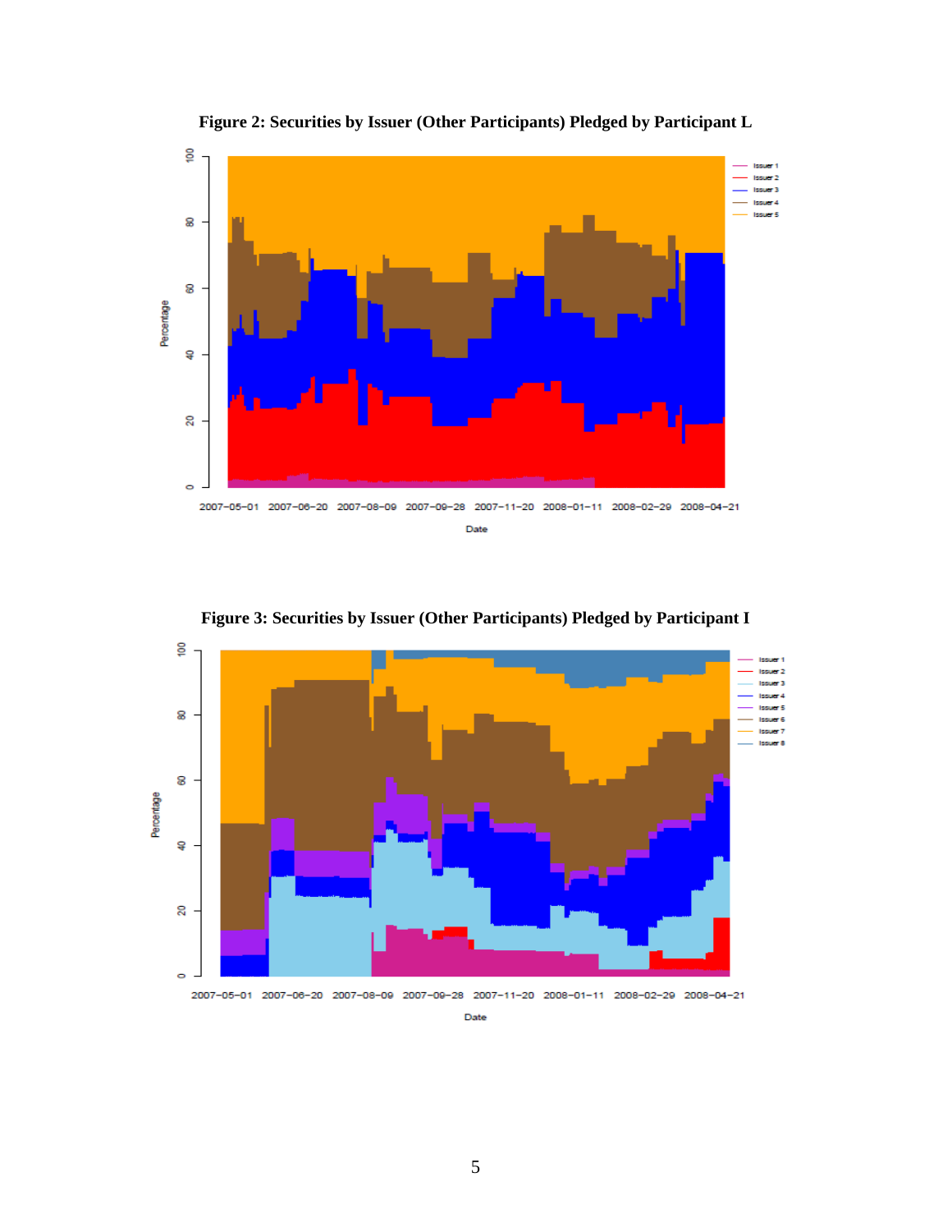**Figure 2: Securities by Issuer (Other Participants) Pledged by Participant L**

**Figure 3: Securities by Issuer (Other Participants) Pledged by Participant I**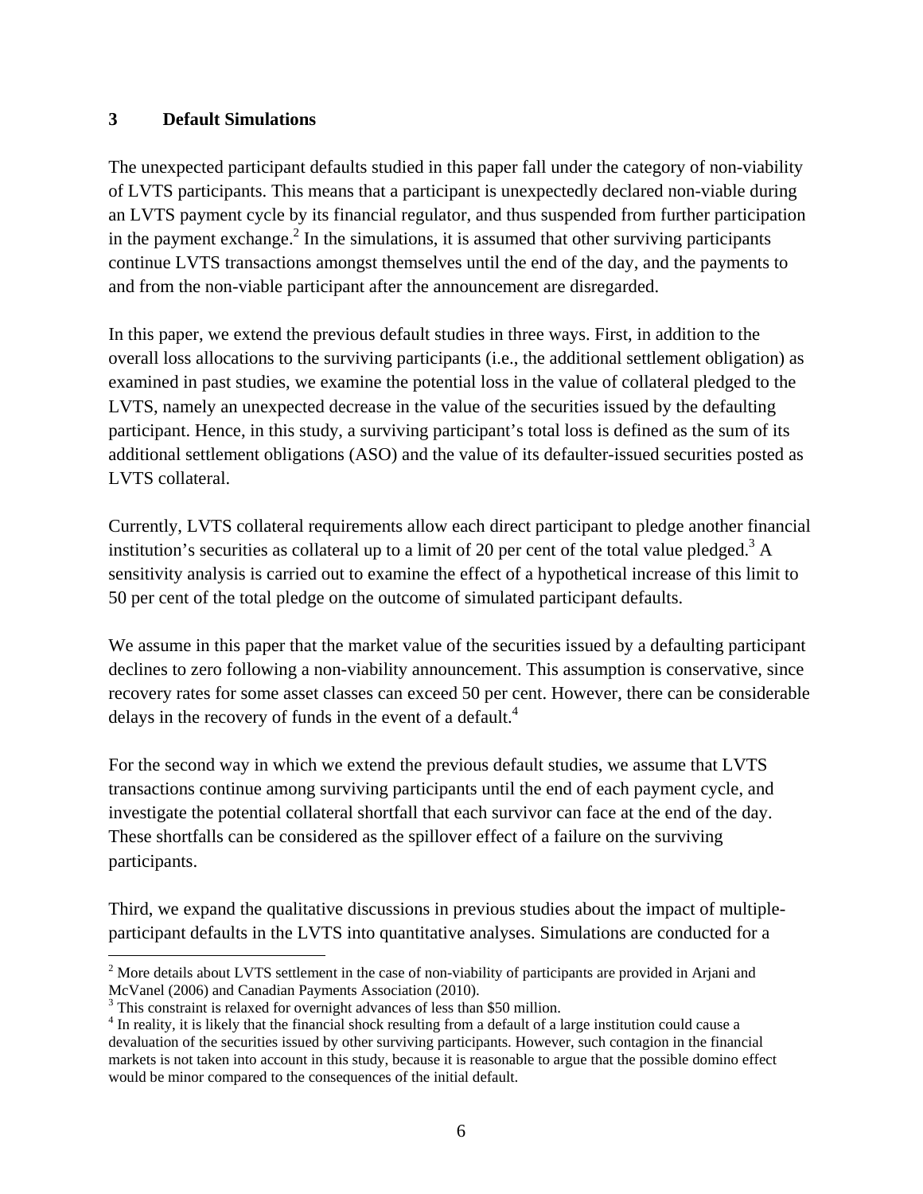## 3 Default Simulations

The unexpected participant defaults studied in this paper fall under the category of non-viability of LVTS participants. This means that a participant is unexpectedly declared non-viable during an LVTS payment cycle by its financial regulator, and thus suspended from further participation in the payment exchange.[2] In the simulations, it is assumed that other surviving participants continue LVTS transactions amongst themselves until the end of the day, and the payments to and from the non-viable participant after the announcement are disregarded.

In this paper, we extend the previous default studies in three ways. First, in addition to the overall loss allocations to the surviving participants (i.e., the additional settlement obligation) as examined in past studies, we examine the potential loss in the value of collateral pledged to the LVTS, namely an unexpected decrease in the value of the securities issued by the defaulting participant. Hence, in this study, a surviving participant's total loss is defined as the sum of its additional settlement obligations (ASO) and the value of its defaulter-issued securities posted as LVTS collateral.

Currently, LVTS collateral requirements allow each direct participant to pledge another financial institution's securities as collateral up to a limit of 20 per cent of the total value pledged.[3] A sensitivity analysis is carried out to examine the effect of a hypothetical increase of this limit to 50 per cent of the total pledge on the outcome of simulated participant defaults.

We assume in this paper that the market value of the securities issued by a defaulting participant declines to zero following a non-viability announcement. This assumption is conservative, since recovery rates for some asset classes can exceed 50 per cent. However, there can be considerable delays in the recovery of funds in the event of a default.[4]

For the second way in which we extend the previous default studies, we assume that LVTS transactions continue among surviving participants until the end of each payment cycle, and investigate the potential collateral shortfall that each survivor can face at the end of the day. These shortfalls can be considered as the spillover effect of a failure on the surviving participants.

Third, we expand the qualitative discussions in previous studies about the impact of multiple-participant defaults in the LVTS into quantitative analyses. Simulations are conducted for a

---

[2] More details about LVTS settlement in the case of non-viability of participants are provided in Arjani and McVanel (2006) and Canadian Payments Association (2010).

[3] This constraint is relaxed for overnight advances of less than $50 million.

[4] In reality, it is likely that the financial shock resulting from a default of a large institution could cause a devaluation of the securities issued by other surviving participants. However, such contagion in the financial markets is not taken into account in this study, because it is reasonable to argue that the possible domino effect would be minor compared to the consequences of the initial default.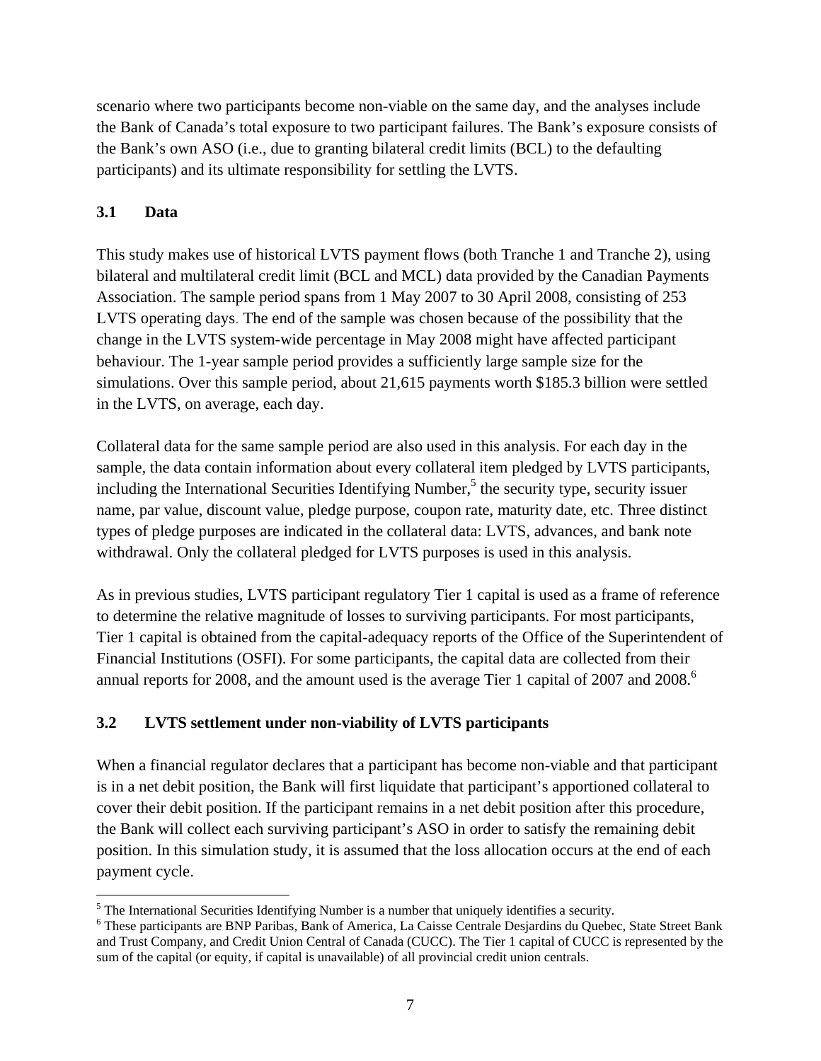scenario where two participants become non-viable on the same day, and the analyses include the Bank of Canada's total exposure to two participant failures. The Bank's exposure consists of the Bank's own ASO (i.e., due to granting bilateral credit limits (BCL) to the defaulting participants) and its ultimate responsibility for settling the LVTS.

### 3.1 Data

This study makes use of historical LVTS payment flows (both Tranche 1 and Tranche 2), using bilateral and multilateral credit limit (BCL and MCL) data provided by the Canadian Payments Association. The sample period spans from 1 May 2007 to 30 April 2008, consisting of 253 LVTS operating days. The end of the sample was chosen because of the possibility that the change in the LVTS system-wide percentage in May 2008 might have affected participant behaviour. The 1-year sample period provides a sufficiently large sample size for the simulations. Over this sample period, about 21,615 payments worth $185.3 billion were settled in the LVTS, on average, each day.

Collateral data for the same sample period are also used in this analysis. For each day in the sample, the data contain information about every collateral item pledged by LVTS participants, including the International Securities Identifying Number,[5] the security type, security issuer name, par value, discount value, pledge purpose, coupon rate, maturity date, etc. Three distinct types of pledge purposes are indicated in the collateral data: LVTS, advances, and bank note withdrawal. Only the collateral pledged for LVTS purposes is used in this analysis.

As in previous studies, LVTS participant regulatory Tier 1 capital is used as a frame of reference to determine the relative magnitude of losses to surviving participants. For most participants, Tier 1 capital is obtained from the capital-adequacy reports of the Office of the Superintendent of Financial Institutions (OSFI). For some participants, the capital data are collected from their annual reports for 2008, and the amount used is the average Tier 1 capital of 2007 and 2008.[6]

### 3.2 LVTS settlement under non-viability of LVTS participants

When a financial regulator declares that a participant has become non-viable and that participant is in a net debit position, the Bank will first liquidate that participant's apportioned collateral to cover their debit position. If the participant remains in a net debit position after this procedure, the Bank will collect each surviving participant's ASO in order to satisfy the remaining debit position. In this simulation study, it is assumed that the loss allocation occurs at the end of each payment cycle.

---

[5] The International Securities Identifying Number is a number that uniquely identifies a security.

[6] These participants are BNP Paribas, Bank of America, La Caisse Centrale Desjardins du Quebec, State Street Bank and Trust Company, and Credit Union Central of Canada (CUCC). The Tier 1 capital of CUCC is represented by the sum of the capital (or equity, if capital is unavailable) of all provincial credit union centrals.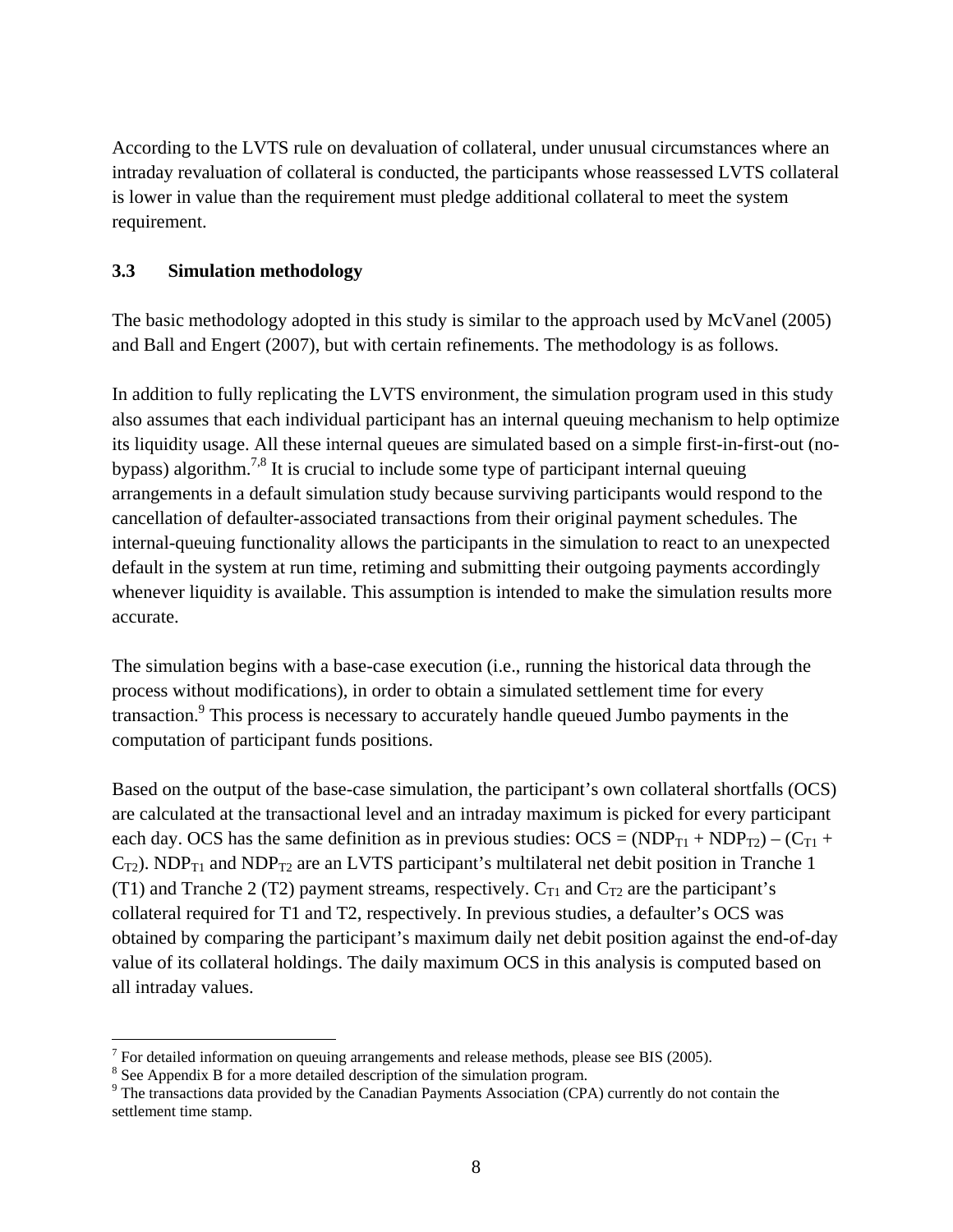According to the LVTS rule on devaluation of collateral, under unusual circumstances where an intraday revaluation of collateral is conducted, the participants whose reassessed LVTS collateral is lower in value than the requirement must pledge additional collateral to meet the system requirement.

### 3.3 Simulation methodology

The basic methodology adopted in this study is similar to the approach used by McVanel (2005) and Ball and Engert (2007), but with certain refinements. The methodology is as follows.

In addition to fully replicating the LVTS environment, the simulation program used in this study also assumes that each individual participant has an internal queuing mechanism to help optimize its liquidity usage. All these internal queues are simulated based on a simple first-in-first-out (no-bypass) algorithm.[7,8] It is crucial to include some type of participant internal queuing arrangements in a default simulation study because surviving participants would respond to the cancellation of defaulter-associated transactions from their original payment schedules. The internal-queuing functionality allows the participants in the simulation to react to an unexpected default in the system at run time, retiming and submitting their outgoing payments accordingly whenever liquidity is available. This assumption is intended to make the simulation results more accurate.

The simulation begins with a base-case execution (i.e., running the historical data through the process without modifications), in order to obtain a simulated settlement time for every transaction.[9] This process is necessary to accurately handle queued Jumbo payments in the computation of participant funds positions.

Based on the output of the base-case simulation, the participant's own collateral shortfalls (OCS) are calculated at the transactional level and an intraday maximum is picked for every participant each day. OCS has the same definition as in previous studies: $OCS = (NDP_{T1} + NDP_{T2}) - (C_{T1} + C_{T2})$. $NDP_{T1}$ and $NDP_{T2}$ are an LVTS participant's multilateral net debit position in Tranche 1 (T1) and Tranche 2 (T2) payment streams, respectively. $C_{T1}$ and $C_{T2}$ are the participant's collateral required for T1 and T2, respectively. In previous studies, a defaulter's OCS was obtained by comparing the participant's maximum daily net debit position against the end-of-day value of its collateral holdings. The daily maximum OCS in this analysis is computed based on all intraday values.

---

[7] For detailed information on queuing arrangements and release methods, please see BIS (2005).

[8] See Appendix B for a more detailed description of the simulation program.

[9] The transactions data provided by the Canadian Payments Association (CPA) currently do not contain the settlement time stamp.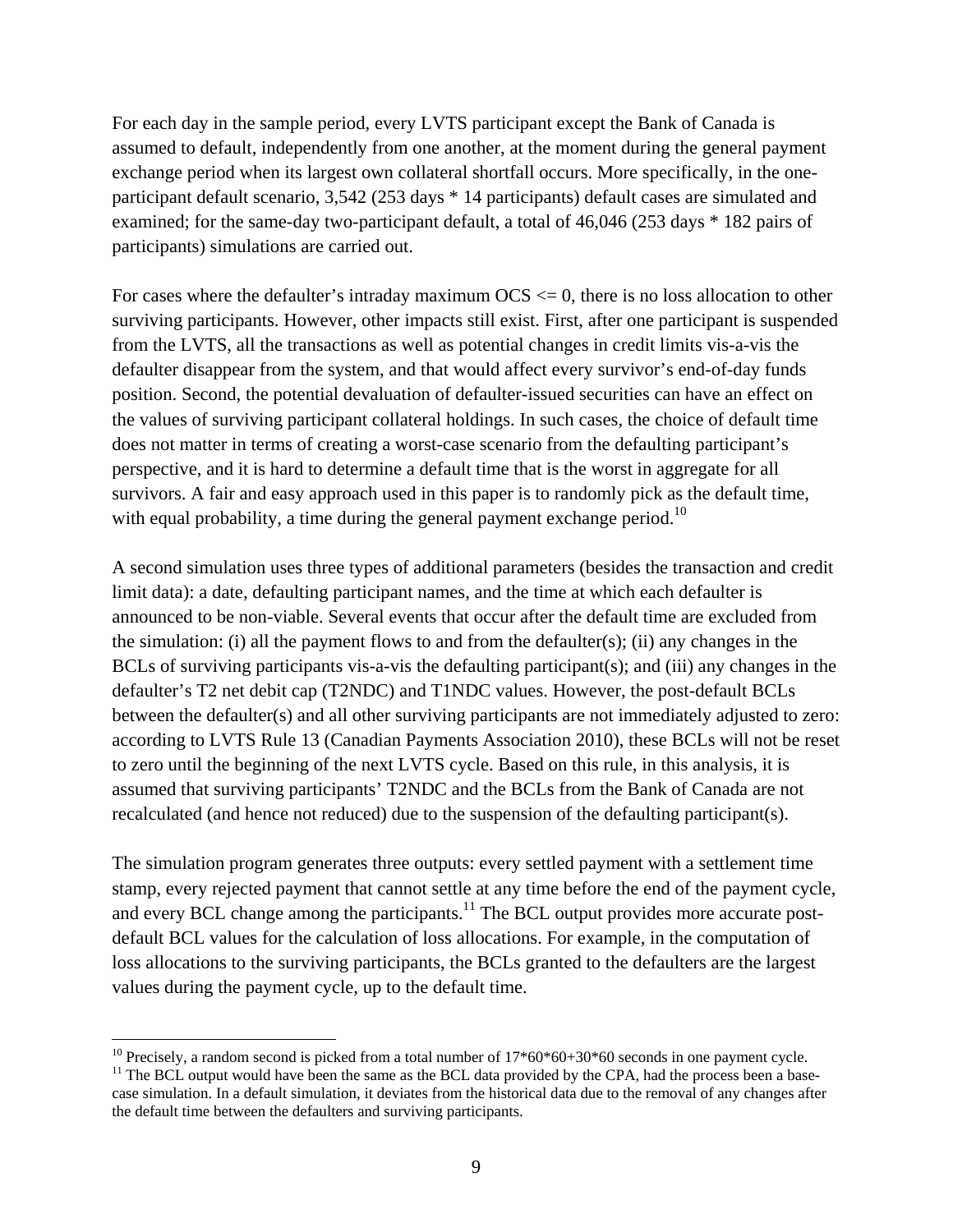For each day in the sample period, every LVTS participant except the Bank of Canada is assumed to default, independently from one another, at the moment during the general payment exchange period when its largest own collateral shortfall occurs. More specifically, in the one-participant default scenario, 3,542 (253 days * 14 participants) default cases are simulated and examined; for the same-day two-participant default, a total of 46,046 (253 days * 182 pairs of participants) simulations are carried out.

For cases where the defaulter's intraday maximum OCS <= 0, there is no loss allocation to other surviving participants. However, other impacts still exist. First, after one participant is suspended from the LVTS, all the transactions as well as potential changes in credit limits vis-a-vis the defaulter disappear from the system, and that would affect every survivor's end-of-day funds position. Second, the potential devaluation of defaulter-issued securities can have an effect on the values of surviving participant collateral holdings. In such cases, the choice of default time does not matter in terms of creating a worst-case scenario from the defaulting participant's perspective, and it is hard to determine a default time that is the worst in aggregate for all survivors. A fair and easy approach used in this paper is to randomly pick as the default time, with equal probability, a time during the general payment exchange period.[10]

A second simulation uses three types of additional parameters (besides the transaction and credit limit data): a date, defaulting participant names, and the time at which each defaulter is announced to be non-viable. Several events that occur after the default time are excluded from the simulation: (i) all the payment flows to and from the defaulter(s); (ii) any changes in the BCLs of surviving participants vis-a-vis the defaulting participant(s); and (iii) any changes in the defaulter's T2 net debit cap (T2NDC) and T1NDC values. However, the post-default BCLs between the defaulter(s) and all other surviving participants are not immediately adjusted to zero: according to LVTS Rule 13 (Canadian Payments Association 2010), these BCLs will not be reset to zero until the beginning of the next LVTS cycle. Based on this rule, in this analysis, it is assumed that surviving participants' T2NDC and the BCLs from the Bank of Canada are not recalculated (and hence not reduced) due to the suspension of the defaulting participant(s).

The simulation program generates three outputs: every settled payment with a settlement time stamp, every rejected payment that cannot settle at any time before the end of the payment cycle, and every BCL change among the participants.[11] The BCL output provides more accurate post-default BCL values for the calculation of loss allocations. For example, in the computation of loss allocations to the surviving participants, the BCLs granted to the defaulters are the largest values during the payment cycle, up to the default time.

---

[10] Precisely, a random second is picked from a total number of 17*60*60+30*60 seconds in one payment cycle.

[11] The BCL output would have been the same as the BCL data provided by the CPA, had the process been a base-case simulation. In a default simulation, it deviates from the historical data due to the removal of any changes after the default time between the defaulters and surviving participants.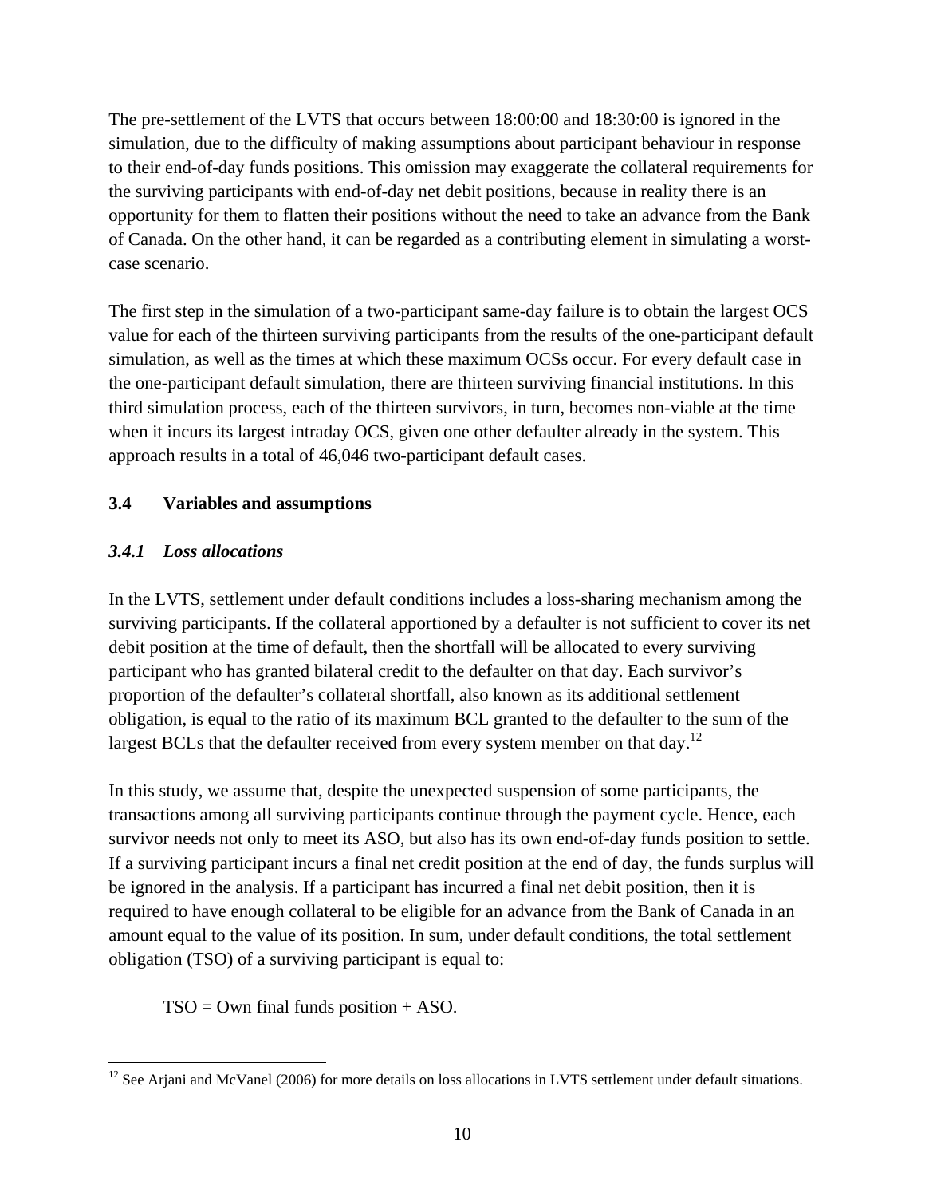The pre-settlement of the LVTS that occurs between 18:00:00 and 18:30:00 is ignored in the simulation, due to the difficulty of making assumptions about participant behaviour in response to their end-of-day funds positions. This omission may exaggerate the collateral requirements for the surviving participants with end-of-day net debit positions, because in reality there is an opportunity for them to flatten their positions without the need to take an advance from the Bank of Canada. On the other hand, it can be regarded as a contributing element in simulating a worst-case scenario.

The first step in the simulation of a two-participant same-day failure is to obtain the largest OCS value for each of the thirteen surviving participants from the results of the one-participant default simulation, as well as the times at which these maximum OCSs occur. For every default case in the one-participant default simulation, there are thirteen surviving financial institutions. In this third simulation process, each of the thirteen survivors, in turn, becomes non-viable at the time when it incurs its largest intraday OCS, given one other defaulter already in the system. This approach results in a total of 46,046 two-participant default cases.

### 3.4 Variables and assumptions

#### *3.4.1 Loss allocations*

In the LVTS, settlement under default conditions includes a loss-sharing mechanism among the surviving participants. If the collateral apportioned by a defaulter is not sufficient to cover its net debit position at the time of default, then the shortfall will be allocated to every surviving participant who has granted bilateral credit to the defaulter on that day. Each survivor's proportion of the defaulter's collateral shortfall, also known as its additional settlement obligation, is equal to the ratio of its maximum BCL granted to the defaulter to the sum of the largest BCLs that the defaulter received from every system member on that day.[12]

In this study, we assume that, despite the unexpected suspension of some participants, the transactions among all surviving participants continue through the payment cycle. Hence, each survivor needs not only to meet its ASO, but also has its own end-of-day funds position to settle. If a surviving participant incurs a final net credit position at the end of day, the funds surplus will be ignored in the analysis. If a participant has incurred a final net debit position, then it is required to have enough collateral to be eligible for an advance from the Bank of Canada in an amount equal to the value of its position. In sum, under default conditions, the total settlement obligation (TSO) of a surviving participant is equal to:

TSO = Own final funds position + ASO.

[12] See Arjani and McVanel (2006) for more details on loss allocations in LVTS settlement under default situations.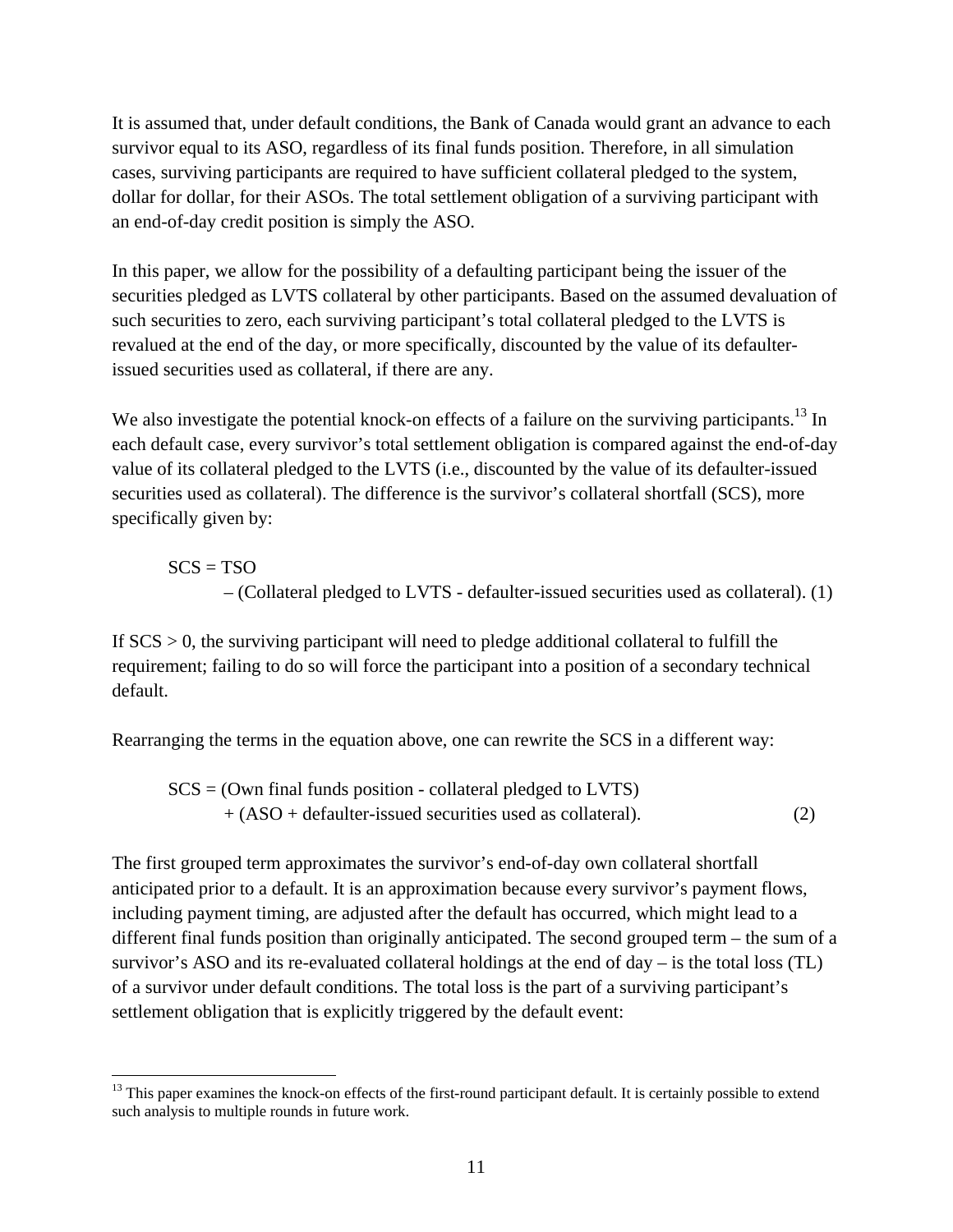It is assumed that, under default conditions, the Bank of Canada would grant an advance to each survivor equal to its ASO, regardless of its final funds position. Therefore, in all simulation cases, surviving participants are required to have sufficient collateral pledged to the system, dollar for dollar, for their ASOs. The total settlement obligation of a surviving participant with an end-of-day credit position is simply the ASO.

In this paper, we allow for the possibility of a defaulting participant being the issuer of the securities pledged as LVTS collateral by other participants. Based on the assumed devaluation of such securities to zero, each surviving participant's total collateral pledged to the LVTS is revalued at the end of the day, or more specifically, discounted by the value of its defaulter-issued securities used as collateral, if there are any.

We also investigate the potential knock-on effects of a failure on the surviving participants.[13] In each default case, every survivor's total settlement obligation is compared against the end-of-day value of its collateral pledged to the LVTS (i.e., discounted by the value of its defaulter-issued securities used as collateral). The difference is the survivor's collateral shortfall (SCS), more specifically given by:

$$\text{SCS} = \text{TSO} - (\text{Collateral pledged to LVTS - defaulter-issued securities used as collateral}). \quad (1)$$

If SCS > 0, the surviving participant will need to pledge additional collateral to fulfill the requirement; failing to do so will force the participant into a position of a secondary technical default.

Rearranging the terms in the equation above, one can rewrite the SCS in a different way:

$$\text{SCS} = (\text{Own final funds position - collateral pledged to LVTS}) + (\text{ASO + defaulter-issued securities used as collateral}). \quad (2)$$

The first grouped term approximates the survivor's end-of-day own collateral shortfall anticipated prior to a default. It is an approximation because every survivor's payment flows, including payment timing, are adjusted after the default has occurred, which might lead to a different final funds position than originally anticipated. The second grouped term – the sum of a survivor's ASO and its re-evaluated collateral holdings at the end of day – is the total loss (TL) of a survivor under default conditions. The total loss is the part of a surviving participant's settlement obligation that is explicitly triggered by the default event:

[13] This paper examines the knock-on effects of the first-round participant default. It is certainly possible to extend such analysis to multiple rounds in future work.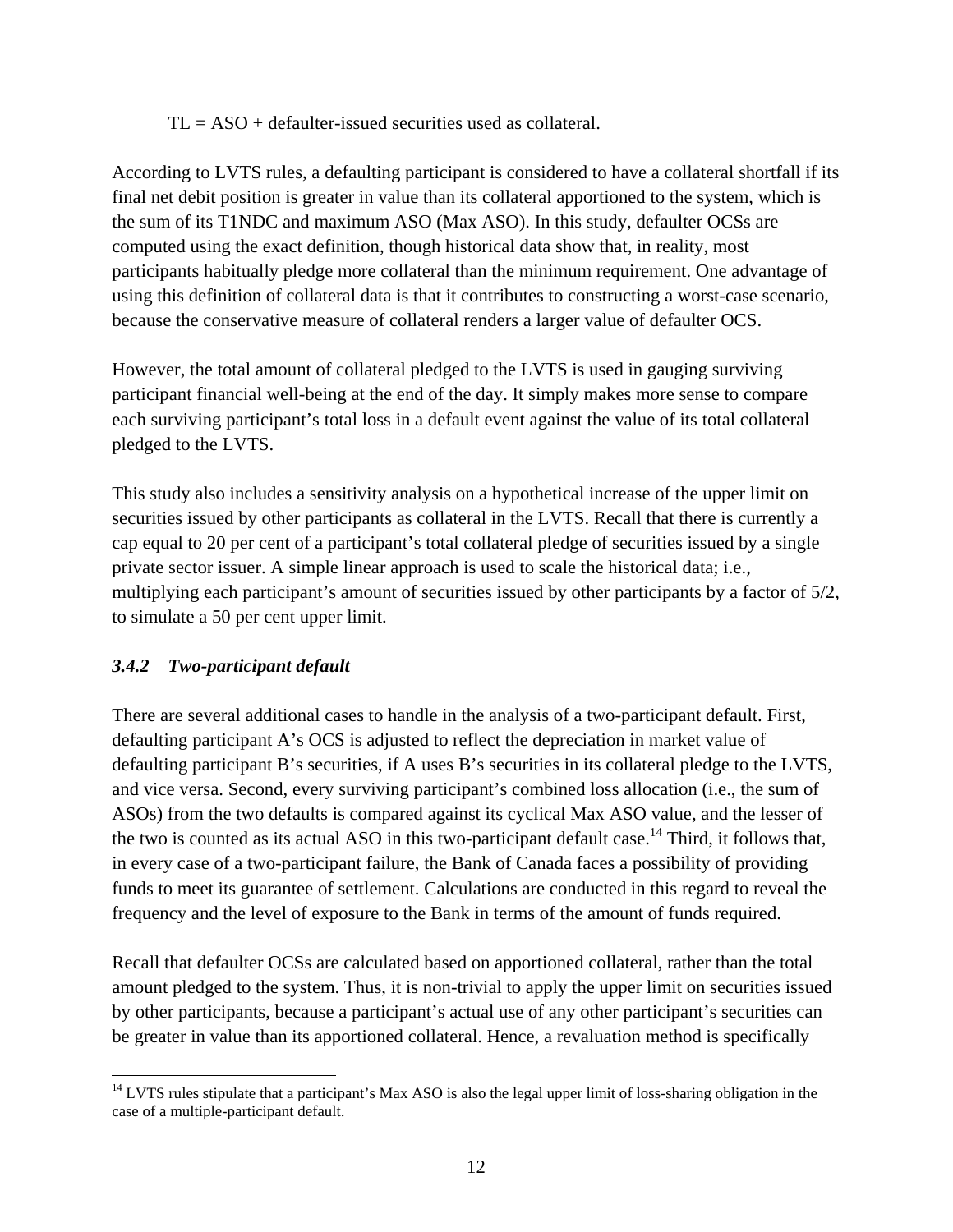TL = ASO + defaulter-issued securities used as collateral.

According to LVTS rules, a defaulting participant is considered to have a collateral shortfall if its final net debit position is greater in value than its collateral apportioned to the system, which is the sum of its T1NDC and maximum ASO (Max ASO). In this study, defaulter OCSs are computed using the exact definition, though historical data show that, in reality, most participants habitually pledge more collateral than the minimum requirement. One advantage of using this definition of collateral data is that it contributes to constructing a worst-case scenario, because the conservative measure of collateral renders a larger value of defaulter OCS.

However, the total amount of collateral pledged to the LVTS is used in gauging surviving participant financial well-being at the end of the day. It simply makes more sense to compare each surviving participant's total loss in a default event against the value of its total collateral pledged to the LVTS.

This study also includes a sensitivity analysis on a hypothetical increase of the upper limit on securities issued by other participants as collateral in the LVTS. Recall that there is currently a cap equal to 20 per cent of a participant's total collateral pledge of securities issued by a single private sector issuer. A simple linear approach is used to scale the historical data; i.e., multiplying each participant's amount of securities issued by other participants by a factor of 5/2, to simulate a 50 per cent upper limit.

### *3.4.2 Two-participant default*

There are several additional cases to handle in the analysis of a two-participant default. First, defaulting participant A's OCS is adjusted to reflect the depreciation in market value of defaulting participant B's securities, if A uses B's securities in its collateral pledge to the LVTS, and vice versa. Second, every surviving participant's combined loss allocation (i.e., the sum of ASOs) from the two defaults is compared against its cyclical Max ASO value, and the lesser of the two is counted as its actual ASO in this two-participant default case.[14] Third, it follows that, in every case of a two-participant failure, the Bank of Canada faces a possibility of providing funds to meet its guarantee of settlement. Calculations are conducted in this regard to reveal the frequency and the level of exposure to the Bank in terms of the amount of funds required.

Recall that defaulter OCSs are calculated based on apportioned collateral, rather than the total amount pledged to the system. Thus, it is non-trivial to apply the upper limit on securities issued by other participants, because a participant's actual use of any other participant's securities can be greater in value than its apportioned collateral. Hence, a revaluation method is specifically

[14] LVTS rules stipulate that a participant's Max ASO is also the legal upper limit of loss-sharing obligation in the case of a multiple-participant default.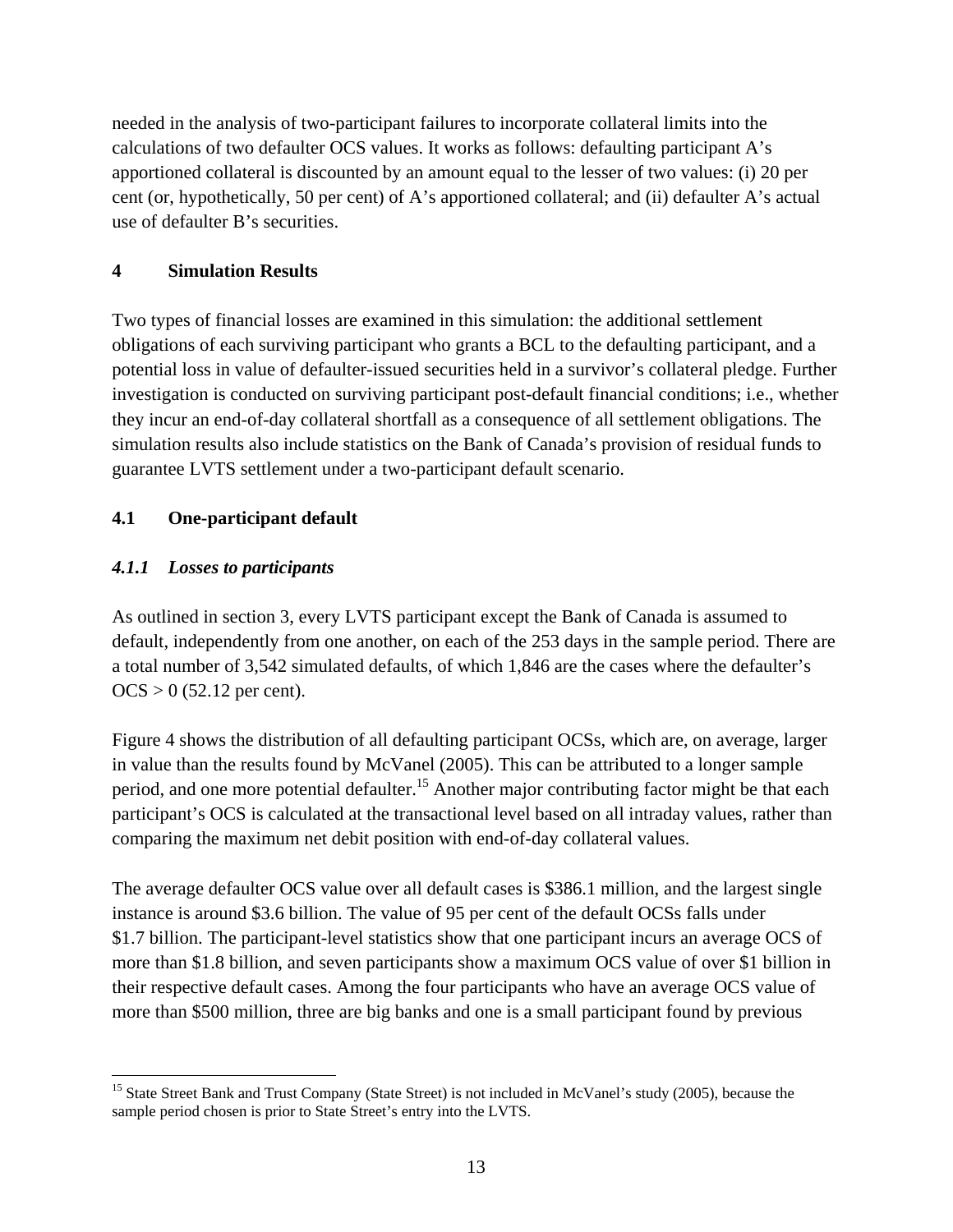needed in the analysis of two-participant failures to incorporate collateral limits into the calculations of two defaulter OCS values. It works as follows: defaulting participant A's apportioned collateral is discounted by an amount equal to the lesser of two values: (i) 20 per cent (or, hypothetically, 50 per cent) of A's apportioned collateral; and (ii) defaulter A's actual use of defaulter B's securities.

## 4 Simulation Results

Two types of financial losses are examined in this simulation: the additional settlement obligations of each surviving participant who grants a BCL to the defaulting participant, and a potential loss in value of defaulter-issued securities held in a survivor's collateral pledge. Further investigation is conducted on surviving participant post-default financial conditions; i.e., whether they incur an end-of-day collateral shortfall as a consequence of all settlement obligations. The simulation results also include statistics on the Bank of Canada's provision of residual funds to guarantee LVTS settlement under a two-participant default scenario.

### 4.1 One-participant default

#### *4.1.1 Losses to participants*

As outlined in section 3, every LVTS participant except the Bank of Canada is assumed to default, independently from one another, on each of the 253 days in the sample period. There are a total number of 3,542 simulated defaults, of which 1,846 are the cases where the defaulter's OCS > 0 (52.12 per cent).

Figure 4 shows the distribution of all defaulting participant OCSs, which are, on average, larger in value than the results found by McVanel (2005). This can be attributed to a longer sample period, and one more potential defaulter.[15] Another major contributing factor might be that each participant's OCS is calculated at the transactional level based on all intraday values, rather than comparing the maximum net debit position with end-of-day collateral values.

The average defaulter OCS value over all default cases is $386.1 million, and the largest single instance is around $3.6 billion. The value of 95 per cent of the default OCSs falls under $1.7 billion. The participant-level statistics show that one participant incurs an average OCS of more than $1.8 billion, and seven participants show a maximum OCS value of over $1 billion in their respective default cases. Among the four participants who have an average OCS value of more than $500 million, three are big banks and one is a small participant found by previous

[15] State Street Bank and Trust Company (State Street) is not included in McVanel's study (2005), because the sample period chosen is prior to State Street's entry into the LVTS.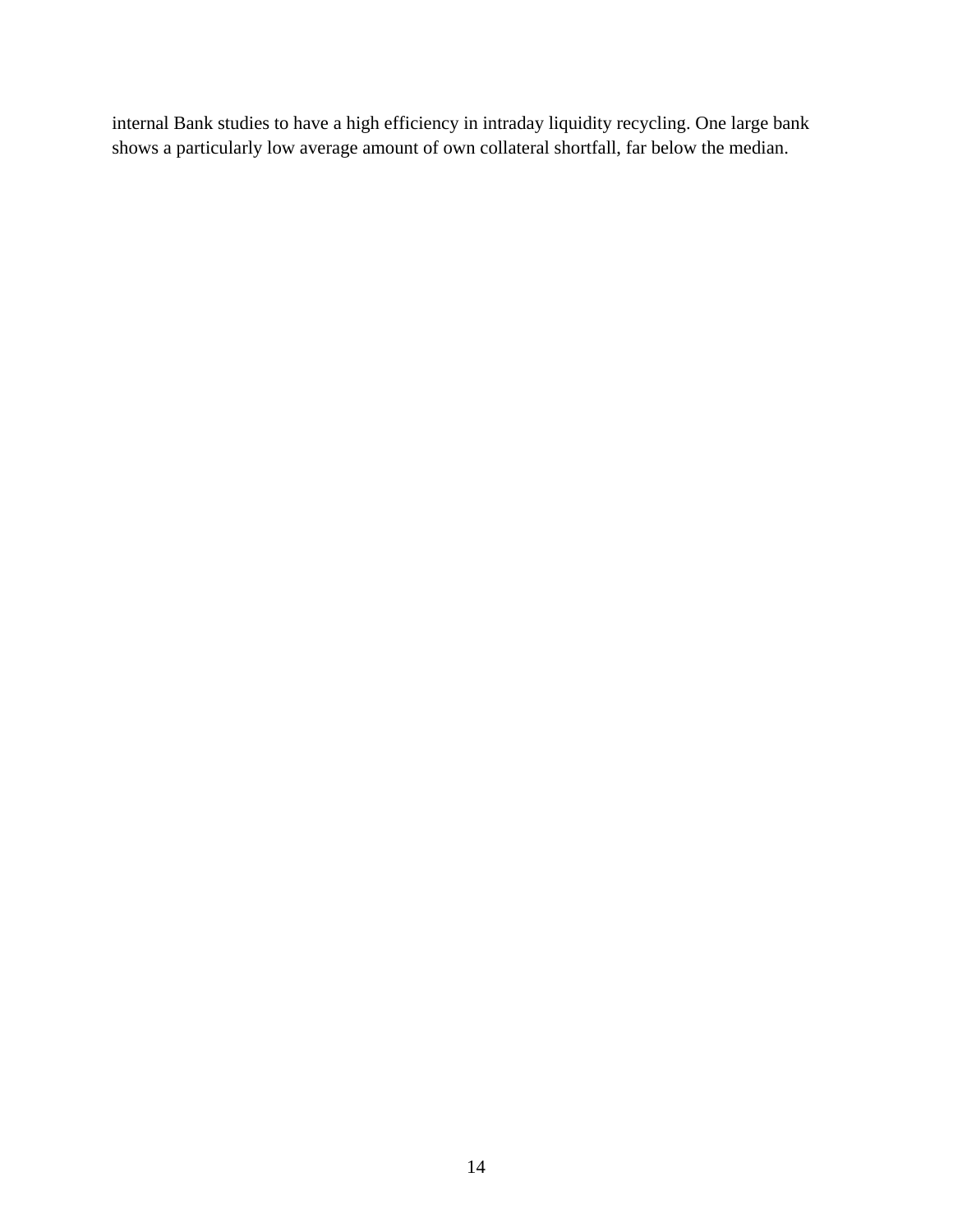internal Bank studies to have a high efficiency in intraday liquidity recycling. One large bank shows a particularly low average amount of own collateral shortfall, far below the median.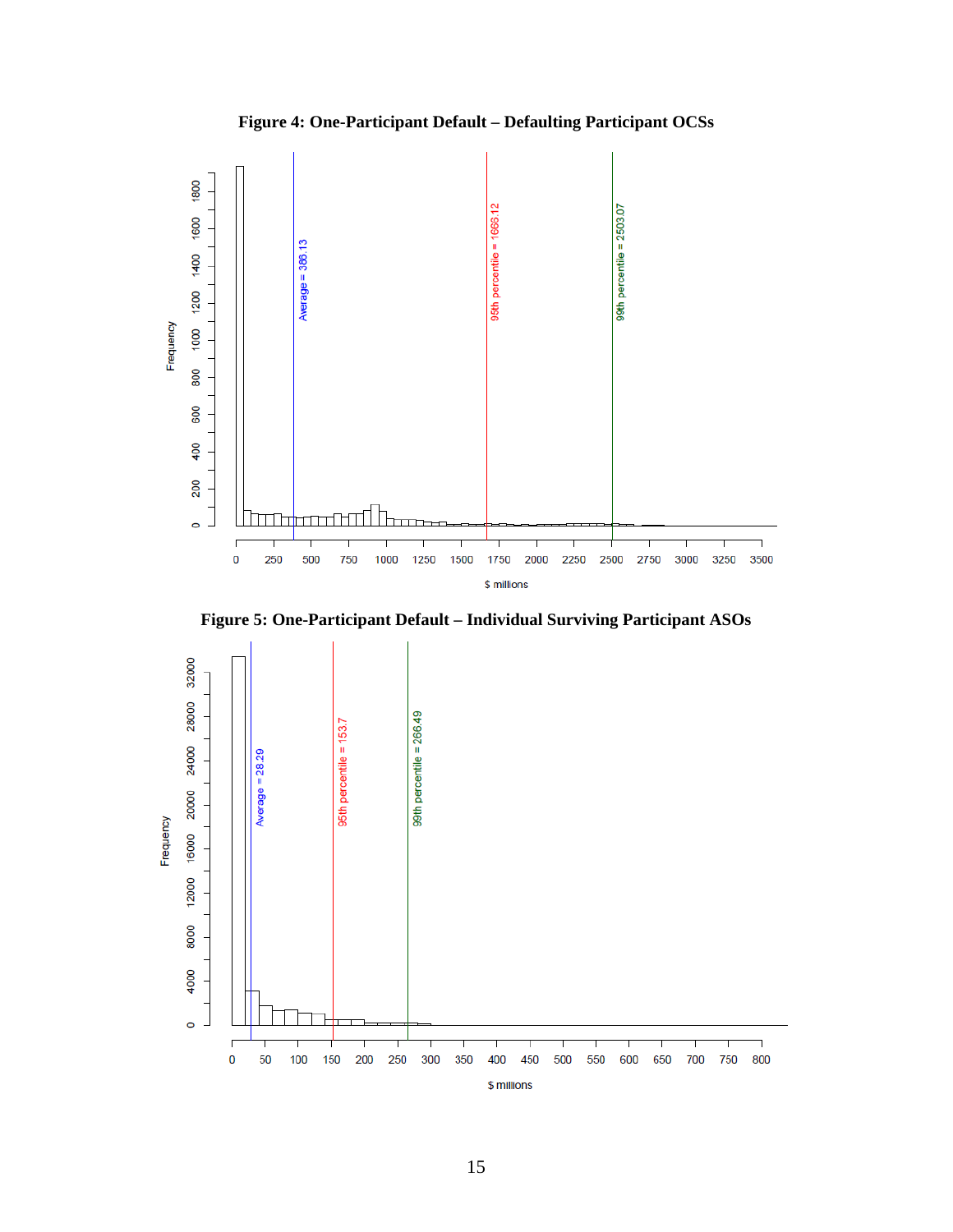**Figure 4: One-Participant Default – Defaulting Participant OCSs**

**Figure 5: One-Participant Default – Individual Surviving Participant ASOs**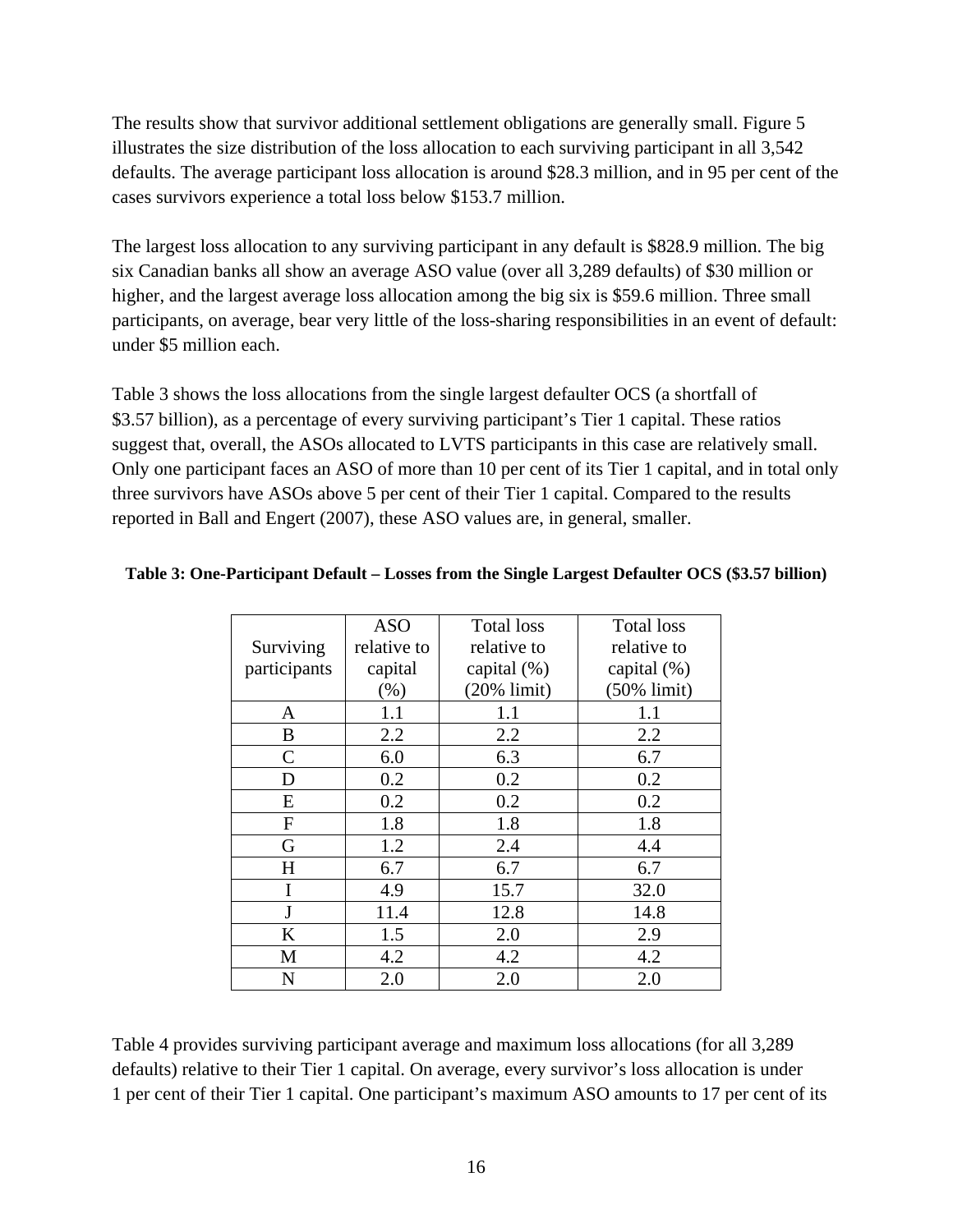The results show that survivor additional settlement obligations are generally small. Figure 5 illustrates the size distribution of the loss allocation to each surviving participant in all 3,542 defaults. The average participant loss allocation is around $28.3 million, and in 95 per cent of the cases survivors experience a total loss below $153.7 million.

The largest loss allocation to any surviving participant in any default is $828.9 million. The big six Canadian banks all show an average ASO value (over all 3,289 defaults) of $30 million or higher, and the largest average loss allocation among the big six is $59.6 million. Three small participants, on average, bear very little of the loss-sharing responsibilities in an event of default: under $5 million each.

Table 3 shows the loss allocations from the single largest defaulter OCS (a shortfall of $3.57 billion), as a percentage of every surviving participant's Tier 1 capital. These ratios suggest that, overall, the ASOs allocated to LVTS participants in this case are relatively small. Only one participant faces an ASO of more than 10 per cent of its Tier 1 capital, and in total only three survivors have ASOs above 5 per cent of their Tier 1 capital. Compared to the results reported in Ball and Engert (2007), these ASO values are, in general, smaller.

**Table 3: One-Participant Default – Losses from the Single Largest Defaulter OCS ($3.57 billion)**

| Surviving participants | ASO relative to capital (%) | Total loss relative to capital (%) (20% limit) | Total loss relative to capital (%) (50% limit) |
|---|---|---|---|
| A | 1.1 | 1.1 | 1.1 |
| B | 2.2 | 2.2 | 2.2 |
| C | 6.0 | 6.3 | 6.7 |
| D | 0.2 | 0.2 | 0.2 |
| E | 0.2 | 0.2 | 0.2 |
| F | 1.8 | 1.8 | 1.8 |
| G | 1.2 | 2.4 | 4.4 |
| H | 6.7 | 6.7 | 6.7 |
| I | 4.9 | 15.7 | 32.0 |
| J | 11.4 | 12.8 | 14.8 |
| K | 1.5 | 2.0 | 2.9 |
| M | 4.2 | 4.2 | 4.2 |
| N | 2.0 | 2.0 | 2.0 |

Table 4 provides surviving participant average and maximum loss allocations (for all 3,289 defaults) relative to their Tier 1 capital. On average, every survivor's loss allocation is under 1 per cent of their Tier 1 capital. One participant's maximum ASO amounts to 17 per cent of its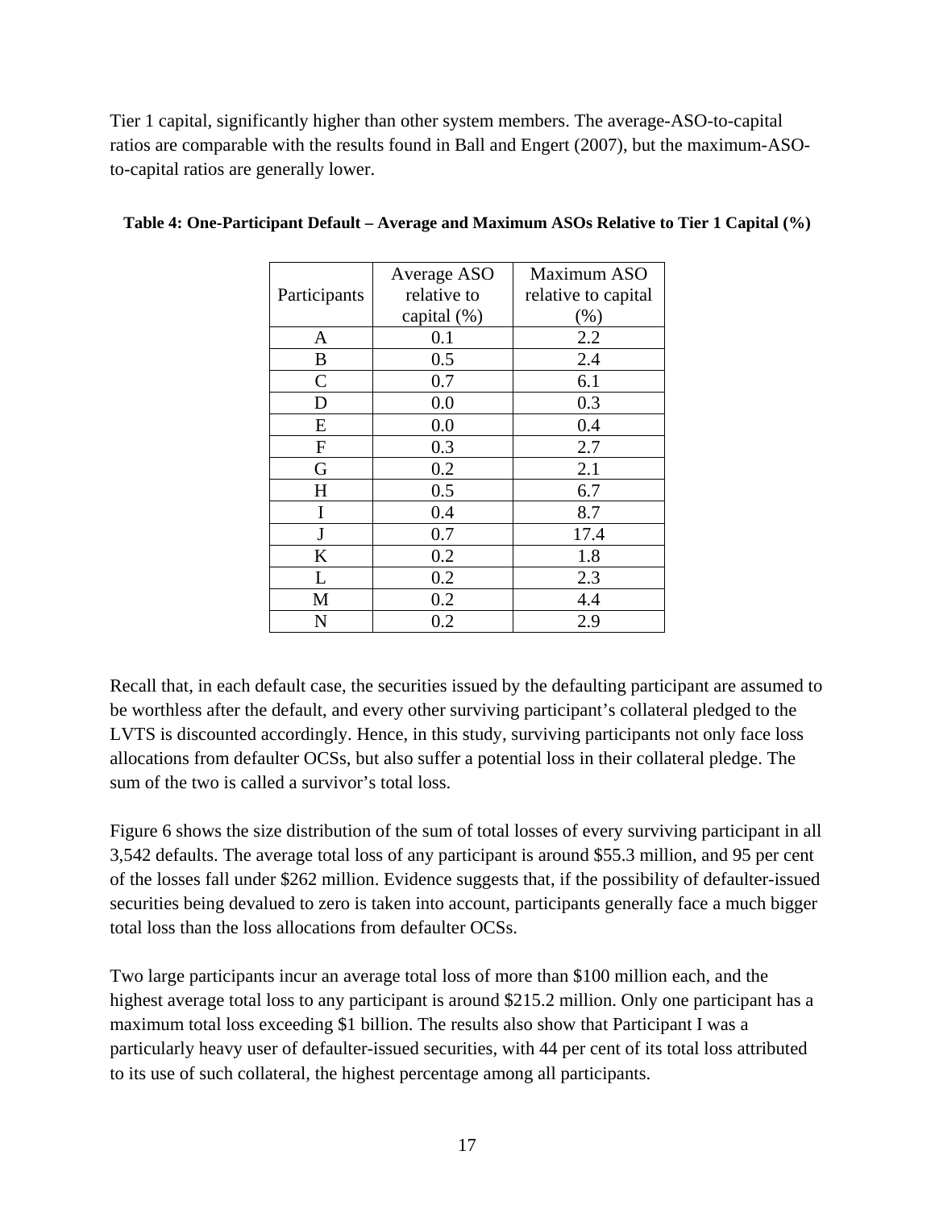Tier 1 capital, significantly higher than other system members. The average-ASO-to-capital ratios are comparable with the results found in Ball and Engert (2007), but the maximum-ASO-to-capital ratios are generally lower.

**Table 4: One-Participant Default – Average and Maximum ASOs Relative to Tier 1 Capital (%)**

| Participants | Average ASO relative to capital (%) | Maximum ASO relative to capital (%) |
|---|---|---|
| A | 0.1 | 2.2 |
| B | 0.5 | 2.4 |
| C | 0.7 | 6.1 |
| D | 0.0 | 0.3 |
| E | 0.0 | 0.4 |
| F | 0.3 | 2.7 |
| G | 0.2 | 2.1 |
| H | 0.5 | 6.7 |
| I | 0.4 | 8.7 |
| J | 0.7 | 17.4 |
| K | 0.2 | 1.8 |
| L | 0.2 | 2.3 |
| M | 0.2 | 4.4 |
| N | 0.2 | 2.9 |

Recall that, in each default case, the securities issued by the defaulting participant are assumed to be worthless after the default, and every other surviving participant's collateral pledged to the LVTS is discounted accordingly. Hence, in this study, surviving participants not only face loss allocations from defaulter OCSs, but also suffer a potential loss in their collateral pledge. The sum of the two is called a survivor's total loss.

Figure 6 shows the size distribution of the sum of total losses of every surviving participant in all 3,542 defaults. The average total loss of any participant is around $55.3 million, and 95 per cent of the losses fall under $262 million. Evidence suggests that, if the possibility of defaulter-issued securities being devalued to zero is taken into account, participants generally face a much bigger total loss than the loss allocations from defaulter OCSs.

Two large participants incur an average total loss of more than $100 million each, and the highest average total loss to any participant is around $215.2 million. Only one participant has a maximum total loss exceeding $1 billion. The results also show that Participant I was a particularly heavy user of defaulter-issued securities, with 44 per cent of its total loss attributed to its use of such collateral, the highest percentage among all participants.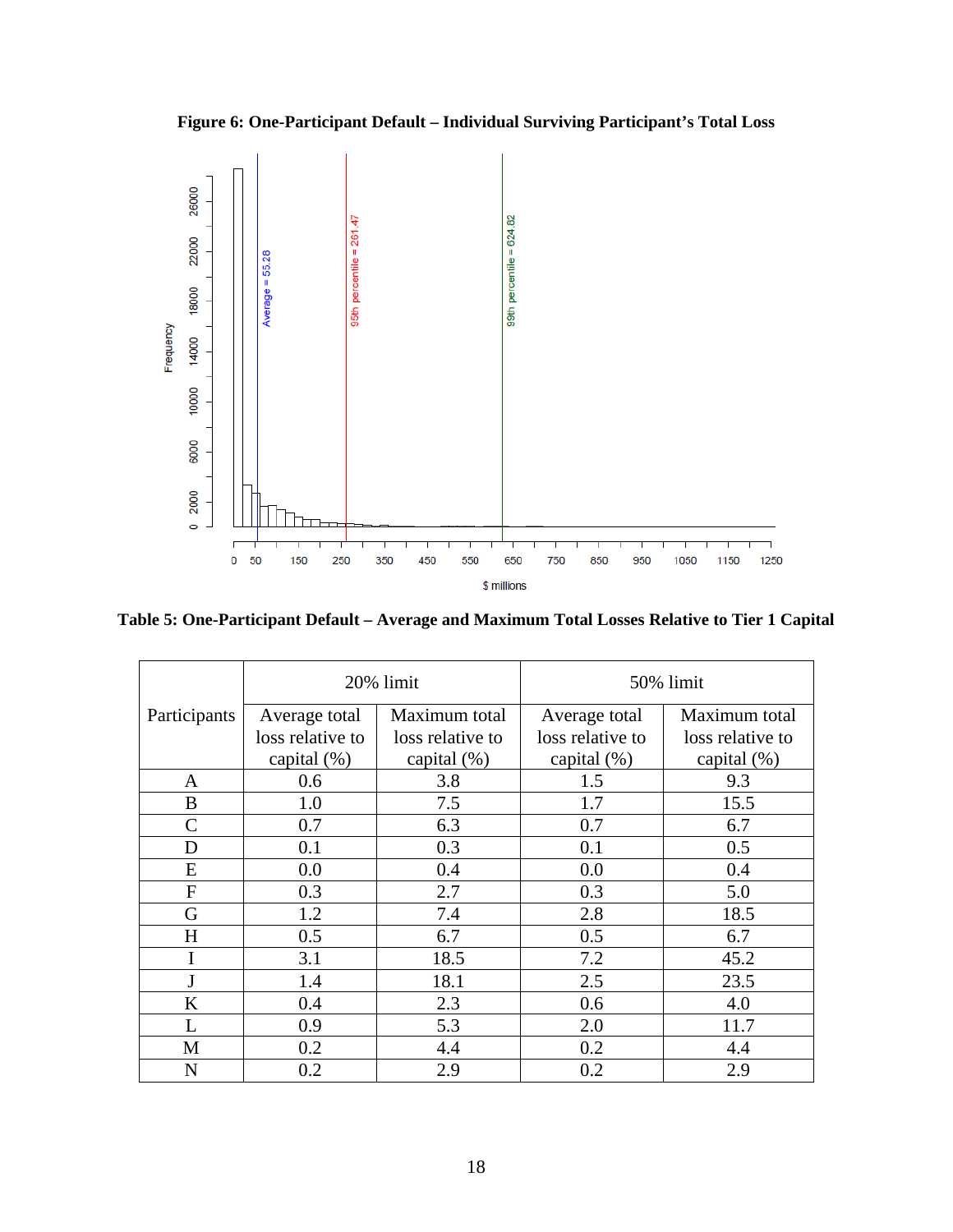**Figure 6: One-Participant Default – Individual Surviving Participant's Total Loss**

**Table 5: One-Participant Default – Average and Maximum Total Losses Relative to Tier 1 Capital**

| Participants | 20% limit | | 50% limit | |
|---|---|---|---|---|
| | Average total loss relative to capital (%) | Maximum total loss relative to capital (%) | Average total loss relative to capital (%) | Maximum total loss relative to capital (%) |
| A | 0.6 | 3.8 | 1.5 | 9.3 |
| B | 1.0 | 7.5 | 1.7 | 15.5 |
| C | 0.7 | 6.3 | 0.7 | 6.7 |
| D | 0.1 | 0.3 | 0.1 | 0.5 |
| E | 0.0 | 0.4 | 0.0 | 0.4 |
| F | 0.3 | 2.7 | 0.3 | 5.0 |
| G | 1.2 | 7.4 | 2.8 | 18.5 |
| H | 0.5 | 6.7 | 0.5 | 6.7 |
| I | 3.1 | 18.5 | 7.2 | 45.2 |
| J | 1.4 | 18.1 | 2.5 | 23.5 |
| K | 0.4 | 2.3 | 0.6 | 4.0 |
| L | 0.9 | 5.3 | 2.0 | 11.7 |
| M | 0.2 | 4.4 | 0.2 | 4.4 |
| N | 0.2 | 2.9 | 0.2 | 2.9 |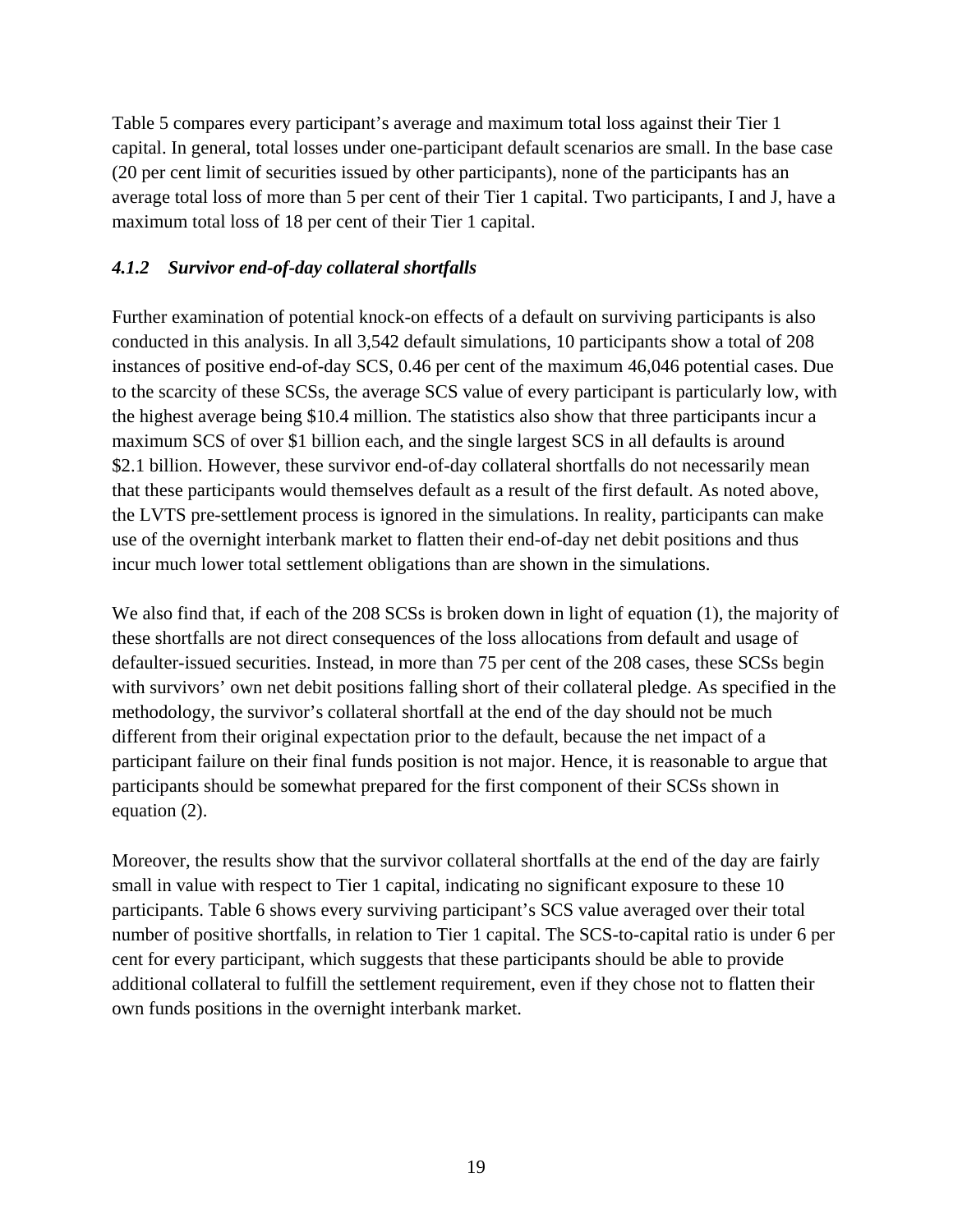Table 5 compares every participant's average and maximum total loss against their Tier 1 capital. In general, total losses under one-participant default scenarios are small. In the base case (20 per cent limit of securities issued by other participants), none of the participants has an average total loss of more than 5 per cent of their Tier 1 capital. Two participants, I and J, have a maximum total loss of 18 per cent of their Tier 1 capital.

### *4.1.2 Survivor end-of-day collateral shortfalls*

Further examination of potential knock-on effects of a default on surviving participants is also conducted in this analysis. In all 3,542 default simulations, 10 participants show a total of 208 instances of positive end-of-day SCS, 0.46 per cent of the maximum 46,046 potential cases. Due to the scarcity of these SCSs, the average SCS value of every participant is particularly low, with the highest average being $10.4 million. The statistics also show that three participants incur a maximum SCS of over $1 billion each, and the single largest SCS in all defaults is around $2.1 billion. However, these survivor end-of-day collateral shortfalls do not necessarily mean that these participants would themselves default as a result of the first default. As noted above, the LVTS pre-settlement process is ignored in the simulations. In reality, participants can make use of the overnight interbank market to flatten their end-of-day net debit positions and thus incur much lower total settlement obligations than are shown in the simulations.

We also find that, if each of the 208 SCSs is broken down in light of equation (1), the majority of these shortfalls are not direct consequences of the loss allocations from default and usage of defaulter-issued securities. Instead, in more than 75 per cent of the 208 cases, these SCSs begin with survivors' own net debit positions falling short of their collateral pledge. As specified in the methodology, the survivor's collateral shortfall at the end of the day should not be much different from their original expectation prior to the default, because the net impact of a participant failure on their final funds position is not major. Hence, it is reasonable to argue that participants should be somewhat prepared for the first component of their SCSs shown in equation (2).

Moreover, the results show that the survivor collateral shortfalls at the end of the day are fairly small in value with respect to Tier 1 capital, indicating no significant exposure to these 10 participants. Table 6 shows every surviving participant's SCS value averaged over their total number of positive shortfalls, in relation to Tier 1 capital. The SCS-to-capital ratio is under 6 per cent for every participant, which suggests that these participants should be able to provide additional collateral to fulfill the settlement requirement, even if they chose not to flatten their own funds positions in the overnight interbank market.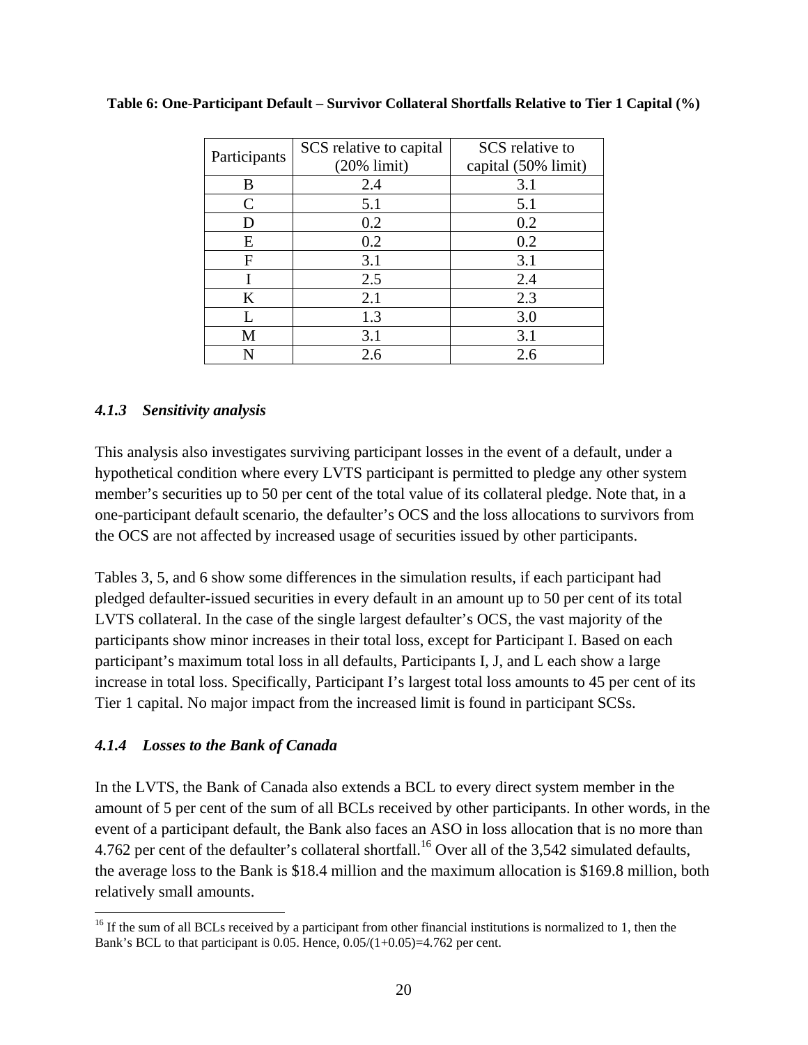**Table 6: One-Participant Default – Survivor Collateral Shortfalls Relative to Tier 1 Capital (%)**

| Participants | SCS relative to capital (20% limit) | SCS relative to capital (50% limit) |
|---|---|---|
| B | 2.4 | 3.1 |
| C | 5.1 | 5.1 |
| D | 0.2 | 0.2 |
| E | 0.2 | 0.2 |
| F | 3.1 | 3.1 |
| I | 2.5 | 2.4 |
| K | 2.1 | 2.3 |
| L | 1.3 | 3.0 |
| M | 3.1 | 3.1 |
| N | 2.6 | 2.6 |

### *4.1.3 Sensitivity analysis*

This analysis also investigates surviving participant losses in the event of a default, under a hypothetical condition where every LVTS participant is permitted to pledge any other system member's securities up to 50 per cent of the total value of its collateral pledge. Note that, in a one-participant default scenario, the defaulter's OCS and the loss allocations to survivors from the OCS are not affected by increased usage of securities issued by other participants.

Tables 3, 5, and 6 show some differences in the simulation results, if each participant had pledged defaulter-issued securities in every default in an amount up to 50 per cent of its total LVTS collateral. In the case of the single largest defaulter's OCS, the vast majority of the participants show minor increases in their total loss, except for Participant I. Based on each participant's maximum total loss in all defaults, Participants I, J, and L each show a large increase in total loss. Specifically, Participant I's largest total loss amounts to 45 per cent of its Tier 1 capital. No major impact from the increased limit is found in participant SCSs.

### *4.1.4 Losses to the Bank of Canada*

In the LVTS, the Bank of Canada also extends a BCL to every direct system member in the amount of 5 per cent of the sum of all BCLs received by other participants. In other words, in the event of a participant default, the Bank also faces an ASO in loss allocation that is no more than 4.762 per cent of the defaulter's collateral shortfall.[16] Over all of the 3,542 simulated defaults, the average loss to the Bank is \$18.4 million and the maximum allocation is \$169.8 million, both relatively small amounts.

[16] If the sum of all BCLs received by a participant from other financial institutions is normalized to 1, then the Bank's BCL to that participant is 0.05. Hence, 0.05/(1+0.05)=4.762 per cent.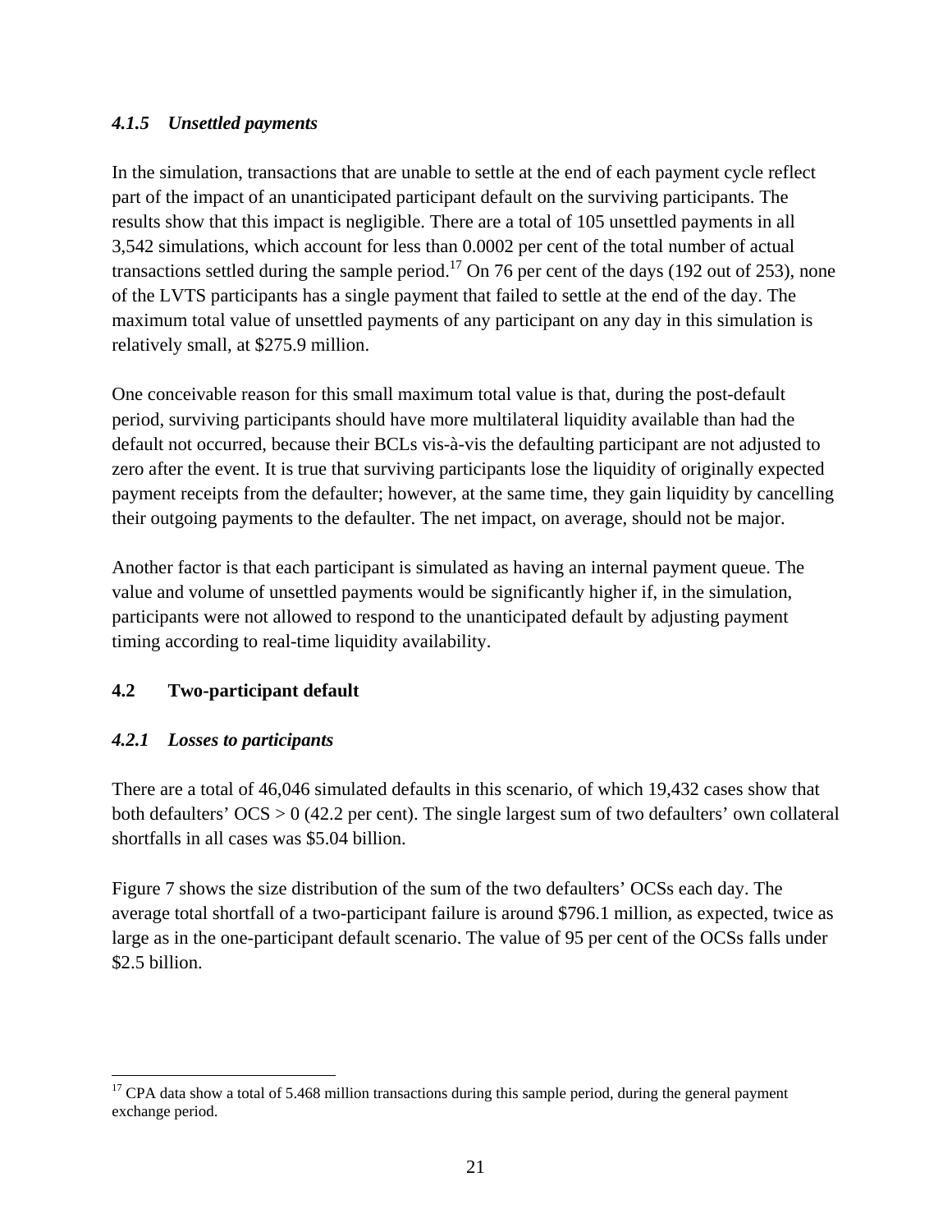#### *4.1.5 Unsettled payments*

In the simulation, transactions that are unable to settle at the end of each payment cycle reflect part of the impact of an unanticipated participant default on the surviving participants. The results show that this impact is negligible. There are a total of 105 unsettled payments in all 3,542 simulations, which account for less than 0.0002 per cent of the total number of actual transactions settled during the sample period.[17] On 76 per cent of the days (192 out of 253), none of the LVTS participants has a single payment that failed to settle at the end of the day. The maximum total value of unsettled payments of any participant on any day in this simulation is relatively small, at $275.9 million.

One conceivable reason for this small maximum total value is that, during the post-default period, surviving participants should have more multilateral liquidity available than had the default not occurred, because their BCLs vis-à-vis the defaulting participant are not adjusted to zero after the event. It is true that surviving participants lose the liquidity of originally expected payment receipts from the defaulter; however, at the same time, they gain liquidity by cancelling their outgoing payments to the defaulter. The net impact, on average, should not be major.

Another factor is that each participant is simulated as having an internal payment queue. The value and volume of unsettled payments would be significantly higher if, in the simulation, participants were not allowed to respond to the unanticipated default by adjusting payment timing according to real-time liquidity availability.

### 4.2 Two-participant default

#### *4.2.1 Losses to participants*

There are a total of 46,046 simulated defaults in this scenario, of which 19,432 cases show that both defaulters' OCS > 0 (42.2 per cent). The single largest sum of two defaulters' own collateral shortfalls in all cases was $5.04 billion.

Figure 7 shows the size distribution of the sum of the two defaulters' OCSs each day. The average total shortfall of a two-participant failure is around $796.1 million, as expected, twice as large as in the one-participant default scenario. The value of 95 per cent of the OCSs falls under $2.5 billion.

---

[17] CPA data show a total of 5.468 million transactions during this sample period, during the general payment exchange period.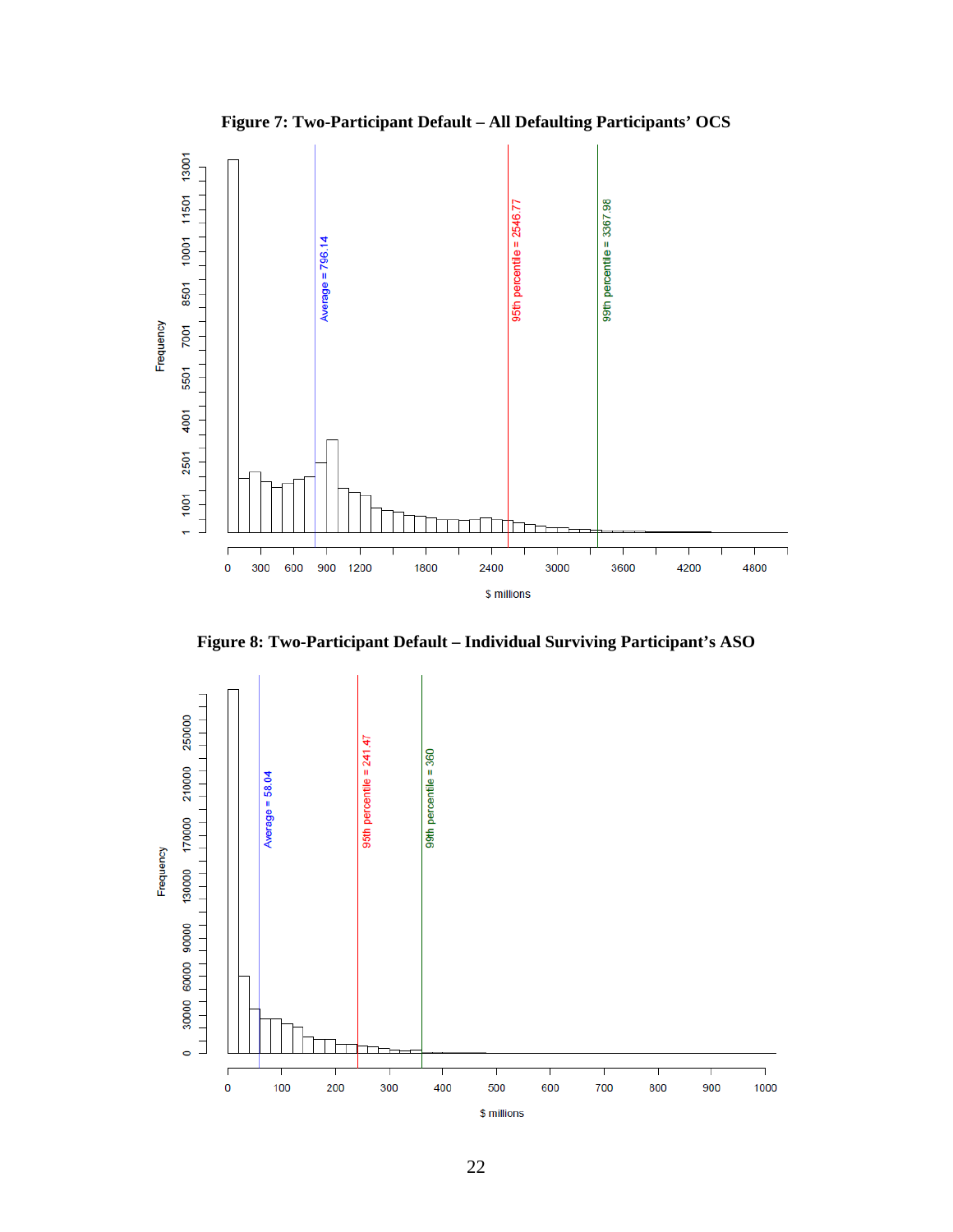**Figure 7: Two-Participant Default – All Defaulting Participants' OCS**

**Figure 8: Two-Participant Default – Individual Surviving Participant's ASO**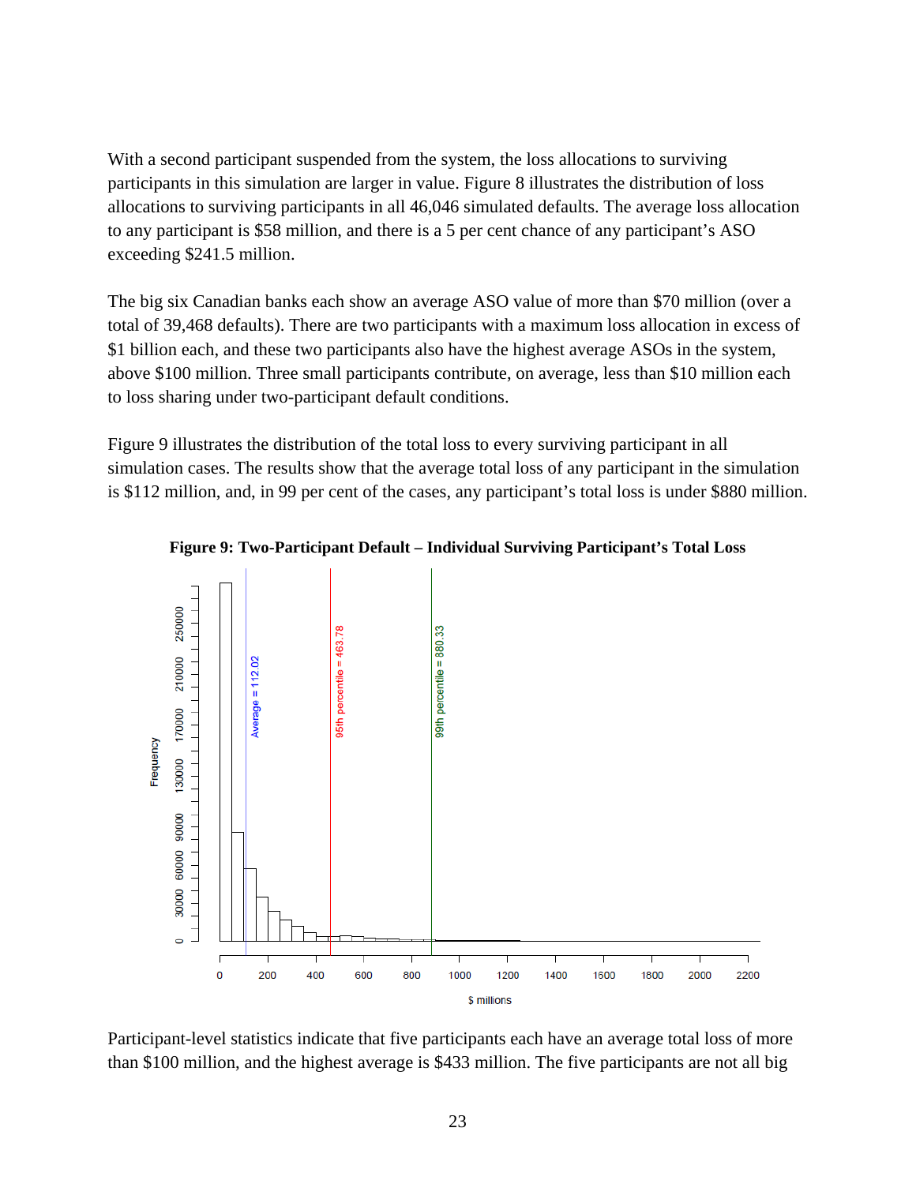With a second participant suspended from the system, the loss allocations to surviving participants in this simulation are larger in value. Figure 8 illustrates the distribution of loss allocations to surviving participants in all 46,046 simulated defaults. The average loss allocation to any participant is $58 million, and there is a 5 per cent chance of any participant's ASO exceeding $241.5 million.

The big six Canadian banks each show an average ASO value of more than $70 million (over a total of 39,468 defaults). There are two participants with a maximum loss allocation in excess of $1 billion each, and these two participants also have the highest average ASOs in the system, above $100 million. Three small participants contribute, on average, less than $10 million each to loss sharing under two-participant default conditions.

Figure 9 illustrates the distribution of the total loss to every surviving participant in all simulation cases. The results show that the average total loss of any participant in the simulation is $112 million, and, in 99 per cent of the cases, any participant's total loss is under $880 million.

**Figure 9: Two-Participant Default – Individual Surviving Participant's Total Loss**

Participant-level statistics indicate that five participants each have an average total loss of more than $100 million, and the highest average is $433 million. The five participants are not all big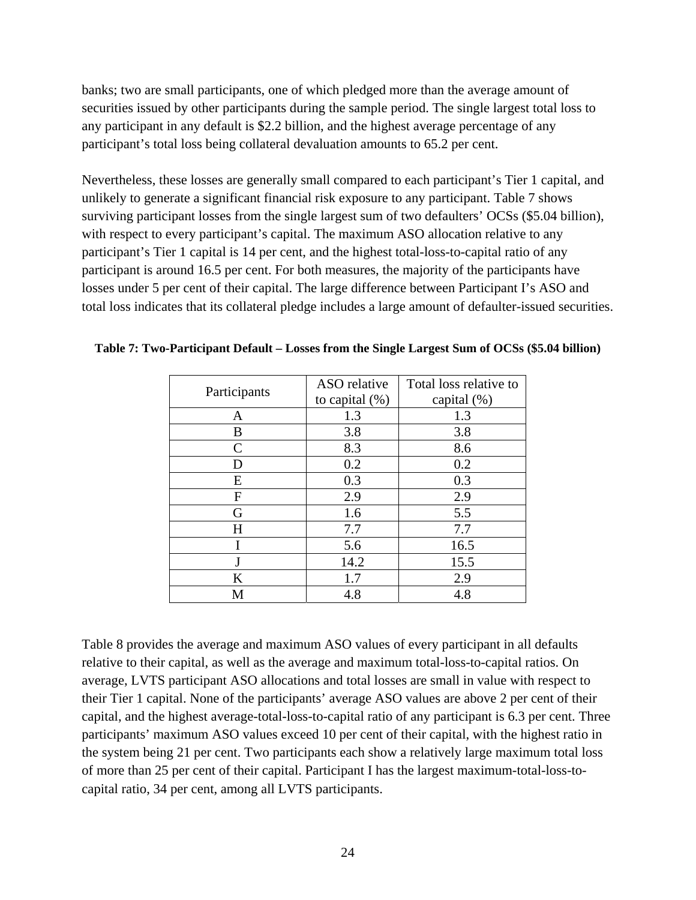banks; two are small participants, one of which pledged more than the average amount of securities issued by other participants during the sample period. The single largest total loss to any participant in any default is $2.2 billion, and the highest average percentage of any participant's total loss being collateral devaluation amounts to 65.2 per cent.

Nevertheless, these losses are generally small compared to each participant's Tier 1 capital, and unlikely to generate a significant financial risk exposure to any participant. Table 7 shows surviving participant losses from the single largest sum of two defaulters' OCSs ($5.04 billion), with respect to every participant's capital. The maximum ASO allocation relative to any participant's Tier 1 capital is 14 per cent, and the highest total-loss-to-capital ratio of any participant is around 16.5 per cent. For both measures, the majority of the participants have losses under 5 per cent of their capital. The large difference between Participant I's ASO and total loss indicates that its collateral pledge includes a large amount of defaulter-issued securities.

**Table 7: Two-Participant Default – Losses from the Single Largest Sum of OCSs ($5.04 billion)**

| Participants | ASO relative to capital (%) | Total loss relative to capital (%) |
|---|---|---|
| A | 1.3 | 1.3 |
| B | 3.8 | 3.8 |
| C | 8.3 | 8.6 |
| D | 0.2 | 0.2 |
| E | 0.3 | 0.3 |
| F | 2.9 | 2.9 |
| G | 1.6 | 5.5 |
| H | 7.7 | 7.7 |
| I | 5.6 | 16.5 |
| J | 14.2 | 15.5 |
| K | 1.7 | 2.9 |
| M | 4.8 | 4.8 |

Table 8 provides the average and maximum ASO values of every participant in all defaults relative to their capital, as well as the average and maximum total-loss-to-capital ratios. On average, LVTS participant ASO allocations and total losses are small in value with respect to their Tier 1 capital. None of the participants' average ASO values are above 2 per cent of their capital, and the highest average-total-loss-to-capital ratio of any participant is 6.3 per cent. Three participants' maximum ASO values exceed 10 per cent of their capital, with the highest ratio in the system being 21 per cent. Two participants each show a relatively large maximum total loss of more than 25 per cent of their capital. Participant I has the largest maximum-total-loss-to-capital ratio, 34 per cent, among all LVTS participants.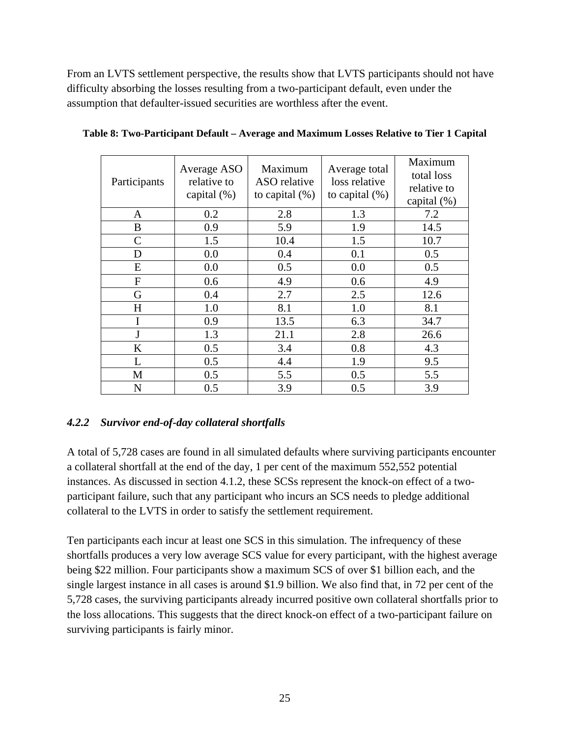From an LVTS settlement perspective, the results show that LVTS participants should not have difficulty absorbing the losses resulting from a two-participant default, even under the assumption that defaulter-issued securities are worthless after the event.

**Table 8: Two-Participant Default – Average and Maximum Losses Relative to Tier 1 Capital**

| Participants | Average ASO relative to capital (%) | Maximum ASO relative to capital (%) | Average total loss relative to capital (%) | Maximum total loss relative to capital (%) |
|---|---|---|---|---|
| A | 0.2 | 2.8 | 1.3 | 7.2 |
| B | 0.9 | 5.9 | 1.9 | 14.5 |
| C | 1.5 | 10.4 | 1.5 | 10.7 |
| D | 0.0 | 0.4 | 0.1 | 0.5 |
| E | 0.0 | 0.5 | 0.0 | 0.5 |
| F | 0.6 | 4.9 | 0.6 | 4.9 |
| G | 0.4 | 2.7 | 2.5 | 12.6 |
| H | 1.0 | 8.1 | 1.0 | 8.1 |
| I | 0.9 | 13.5 | 6.3 | 34.7 |
| J | 1.3 | 21.1 | 2.8 | 26.6 |
| K | 0.5 | 3.4 | 0.8 | 4.3 |
| L | 0.5 | 4.4 | 1.9 | 9.5 |
| M | 0.5 | 5.5 | 0.5 | 5.5 |
| N | 0.5 | 3.9 | 0.5 | 3.9 |

#### *4.2.2 Survivor end-of-day collateral shortfalls*

A total of 5,728 cases are found in all simulated defaults where surviving participants encounter a collateral shortfall at the end of the day, 1 per cent of the maximum 552,552 potential instances. As discussed in section 4.1.2, these SCSs represent the knock-on effect of a two-participant failure, such that any participant who incurs an SCS needs to pledge additional collateral to the LVTS in order to satisfy the settlement requirement.

Ten participants each incur at least one SCS in this simulation. The infrequency of these shortfalls produces a very low average SCS value for every participant, with the highest average being $22 million. Four participants show a maximum SCS of over $1 billion each, and the single largest instance in all cases is around $1.9 billion. We also find that, in 72 per cent of the 5,728 cases, the surviving participants already incurred positive own collateral shortfalls prior to the loss allocations. This suggests that the direct knock-on effect of a two-participant failure on surviving participants is fairly minor.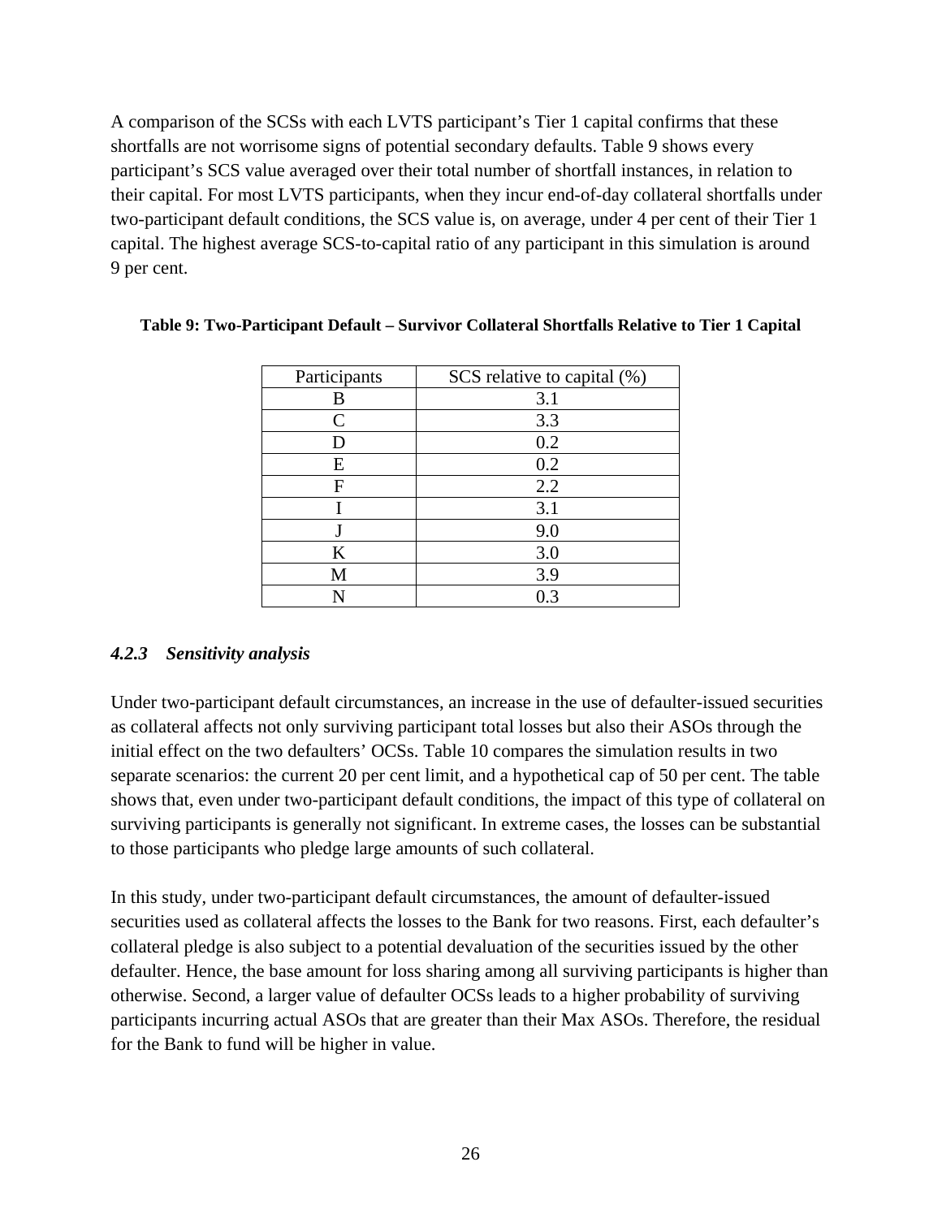A comparison of the SCSs with each LVTS participant's Tier 1 capital confirms that these shortfalls are not worrisome signs of potential secondary defaults. Table 9 shows every participant's SCS value averaged over their total number of shortfall instances, in relation to their capital. For most LVTS participants, when they incur end-of-day collateral shortfalls under two-participant default conditions, the SCS value is, on average, under 4 per cent of their Tier 1 capital. The highest average SCS-to-capital ratio of any participant in this simulation is around 9 per cent.

**Table 9: Two-Participant Default – Survivor Collateral Shortfalls Relative to Tier 1 Capital**

| Participants | SCS relative to capital (%) |
| --- | --- |
| B | 3.1 |
| C | 3.3 |
| D | 0.2 |
| E | 0.2 |
| F | 2.2 |
| I | 3.1 |
| J | 9.0 |
| K | 3.0 |
| M | 3.9 |
| N | 0.3 |

### *4.2.3 Sensitivity analysis*

Under two-participant default circumstances, an increase in the use of defaulter-issued securities as collateral affects not only surviving participant total losses but also their ASOs through the initial effect on the two defaulters' OCSs. Table 10 compares the simulation results in two separate scenarios: the current 20 per cent limit, and a hypothetical cap of 50 per cent. The table shows that, even under two-participant default conditions, the impact of this type of collateral on surviving participants is generally not significant. In extreme cases, the losses can be substantial to those participants who pledge large amounts of such collateral.

In this study, under two-participant default circumstances, the amount of defaulter-issued securities used as collateral affects the losses to the Bank for two reasons. First, each defaulter's collateral pledge is also subject to a potential devaluation of the securities issued by the other defaulter. Hence, the base amount for loss sharing among all surviving participants is higher than otherwise. Second, a larger value of defaulter OCSs leads to a higher probability of surviving participants incurring actual ASOs that are greater than their Max ASOs. Therefore, the residual for the Bank to fund will be higher in value.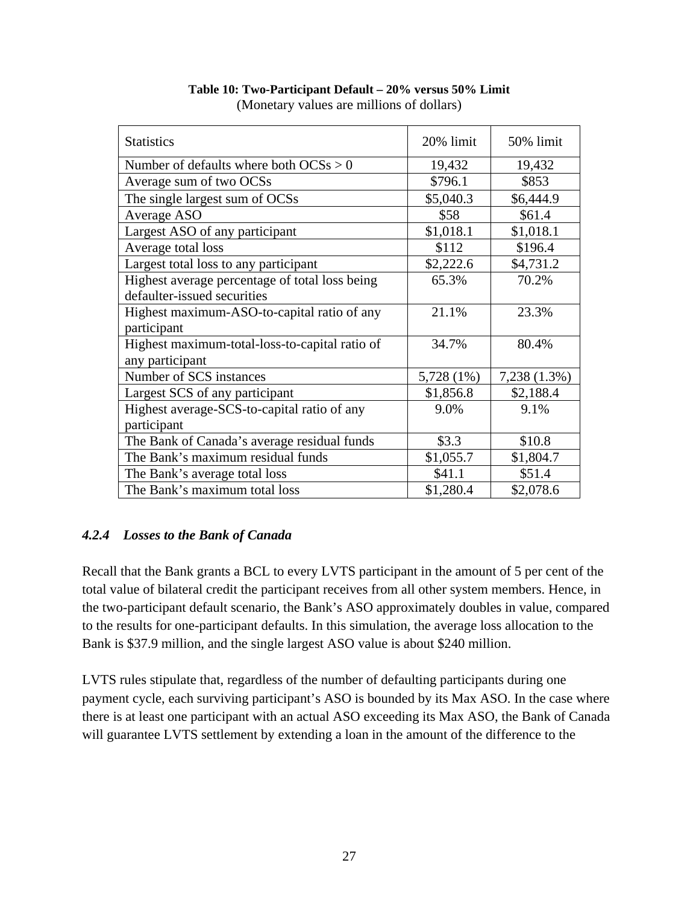**Table 10: Two-Participant Default – 20% versus 50% Limit**
(Monetary values are millions of dollars)

| Statistics | 20% limit | 50% limit |
|---|---|---|
| Number of defaults where both OCSs > 0 | 19,432 | 19,432 |
| Average sum of two OCSs | \$796.1 | \$853 |
| The single largest sum of OCSs | \$5,040.3 | \$6,444.9 |
| Average ASO | \$58 | \$61.4 |
| Largest ASO of any participant | \$1,018.1 | \$1,018.1 |
| Average total loss | \$112 | \$196.4 |
| Largest total loss to any participant | \$2,222.6 | \$4,731.2 |
| Highest average percentage of total loss being defaulter-issued securities | 65.3% | 70.2% |
| Highest maximum-ASO-to-capital ratio of any participant | 21.1% | 23.3% |
| Highest maximum-total-loss-to-capital ratio of any participant | 34.7% | 80.4% |
| Number of SCS instances | 5,728 (1%) | 7,238 (1.3%) |
| Largest SCS of any participant | \$1,856.8 | \$2,188.4 |
| Highest average-SCS-to-capital ratio of any participant | 9.0% | 9.1% |
| The Bank of Canada's average residual funds | \$3.3 | \$10.8 |
| The Bank's maximum residual funds | \$1,055.7 | \$1,804.7 |
| The Bank's average total loss | \$41.1 | \$51.4 |
| The Bank's maximum total loss | \$1,280.4 | \$2,078.6 |

#### *4.2.4 Losses to the Bank of Canada*

Recall that the Bank grants a BCL to every LVTS participant in the amount of 5 per cent of the total value of bilateral credit the participant receives from all other system members. Hence, in the two-participant default scenario, the Bank's ASO approximately doubles in value, compared to the results for one-participant defaults. In this simulation, the average loss allocation to the Bank is \$37.9 million, and the single largest ASO value is about \$240 million.

LVTS rules stipulate that, regardless of the number of defaulting participants during one payment cycle, each surviving participant's ASO is bounded by its Max ASO. In the case where there is at least one participant with an actual ASO exceeding its Max ASO, the Bank of Canada will guarantee LVTS settlement by extending a loan in the amount of the difference to the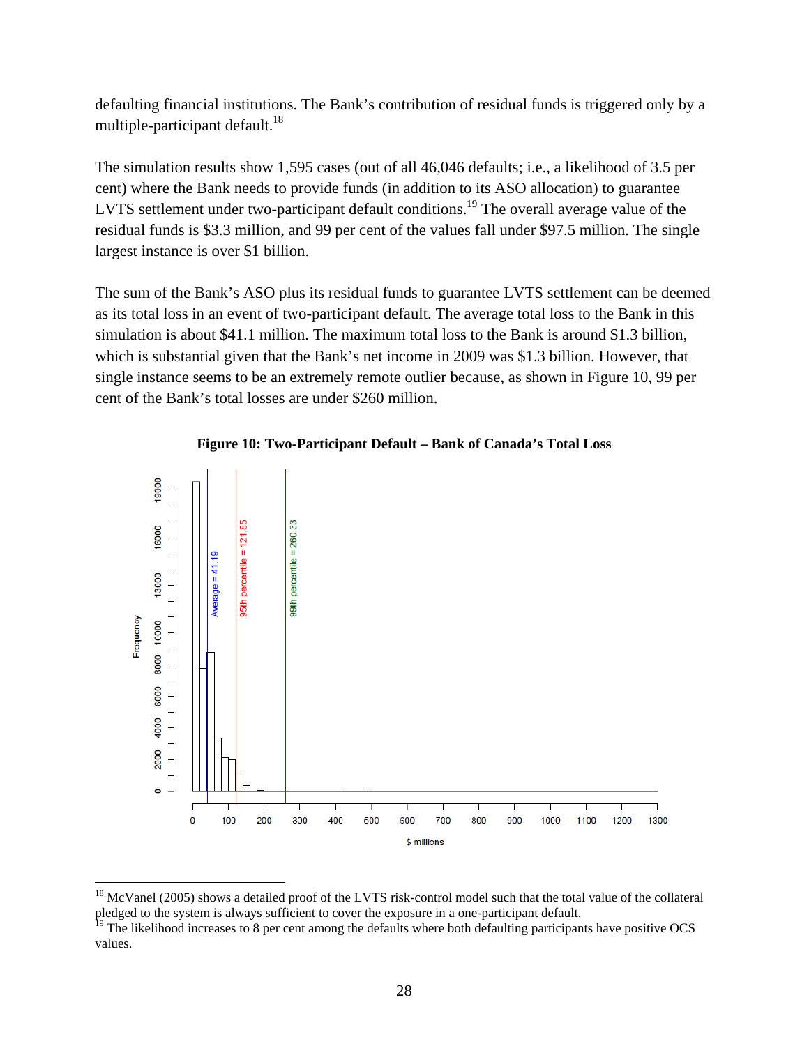defaulting financial institutions. The Bank's contribution of residual funds is triggered only by a multiple-participant default.[18]

The simulation results show 1,595 cases (out of all 46,046 defaults; i.e., a likelihood of 3.5 per cent) where the Bank needs to provide funds (in addition to its ASO allocation) to guarantee LVTS settlement under two-participant default conditions.[19] The overall average value of the residual funds is \$3.3 million, and 99 per cent of the values fall under \$97.5 million. The single largest instance is over \$1 billion.

The sum of the Bank's ASO plus its residual funds to guarantee LVTS settlement can be deemed as its total loss in an event of two-participant default. The average total loss to the Bank in this simulation is about \$41.1 million. The maximum total loss to the Bank is around \$1.3 billion, which is substantial given that the Bank's net income in 2009 was \$1.3 billion. However, that single instance seems to be an extremely remote outlier because, as shown in Figure 10, 99 per cent of the Bank's total losses are under \$260 million.

**Figure 10: Two-Participant Default – Bank of Canada's Total Loss**

[18] McVanel (2005) shows a detailed proof of the LVTS risk-control model such that the total value of the collateral pledged to the system is always sufficient to cover the exposure in a one-participant default.

[19] The likelihood increases to 8 per cent among the defaults where both defaulting participants have positive OCS values.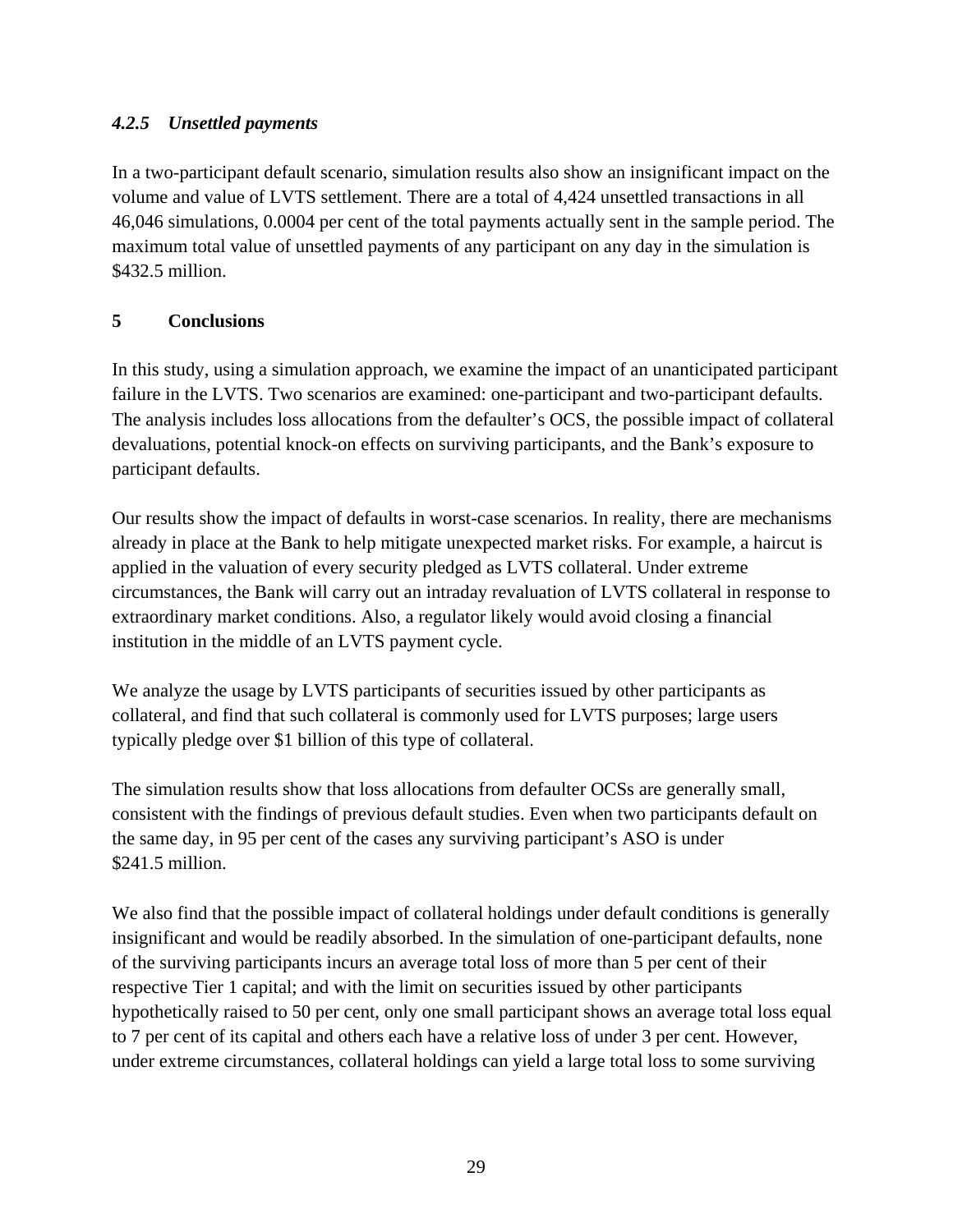#### *4.2.5 Unsettled payments*

In a two-participant default scenario, simulation results also show an insignificant impact on the volume and value of LVTS settlement. There are a total of 4,424 unsettled transactions in all 46,046 simulations, 0.0004 per cent of the total payments actually sent in the sample period. The maximum total value of unsettled payments of any participant on any day in the simulation is $432.5 million.

## 5 Conclusions

In this study, using a simulation approach, we examine the impact of an unanticipated participant failure in the LVTS. Two scenarios are examined: one-participant and two-participant defaults. The analysis includes loss allocations from the defaulter's OCS, the possible impact of collateral devaluations, potential knock-on effects on surviving participants, and the Bank's exposure to participant defaults.

Our results show the impact of defaults in worst-case scenarios. In reality, there are mechanisms already in place at the Bank to help mitigate unexpected market risks. For example, a haircut is applied in the valuation of every security pledged as LVTS collateral. Under extreme circumstances, the Bank will carry out an intraday revaluation of LVTS collateral in response to extraordinary market conditions. Also, a regulator likely would avoid closing a financial institution in the middle of an LVTS payment cycle.

We analyze the usage by LVTS participants of securities issued by other participants as collateral, and find that such collateral is commonly used for LVTS purposes; large users typically pledge over $1 billion of this type of collateral.

The simulation results show that loss allocations from defaulter OCSs are generally small, consistent with the findings of previous default studies. Even when two participants default on the same day, in 95 per cent of the cases any surviving participant's ASO is under $241.5 million.

We also find that the possible impact of collateral holdings under default conditions is generally insignificant and would be readily absorbed. In the simulation of one-participant defaults, none of the surviving participants incurs an average total loss of more than 5 per cent of their respective Tier 1 capital; and with the limit on securities issued by other participants hypothetically raised to 50 per cent, only one small participant shows an average total loss equal to 7 per cent of its capital and others each have a relative loss of under 3 per cent. However, under extreme circumstances, collateral holdings can yield a large total loss to some surviving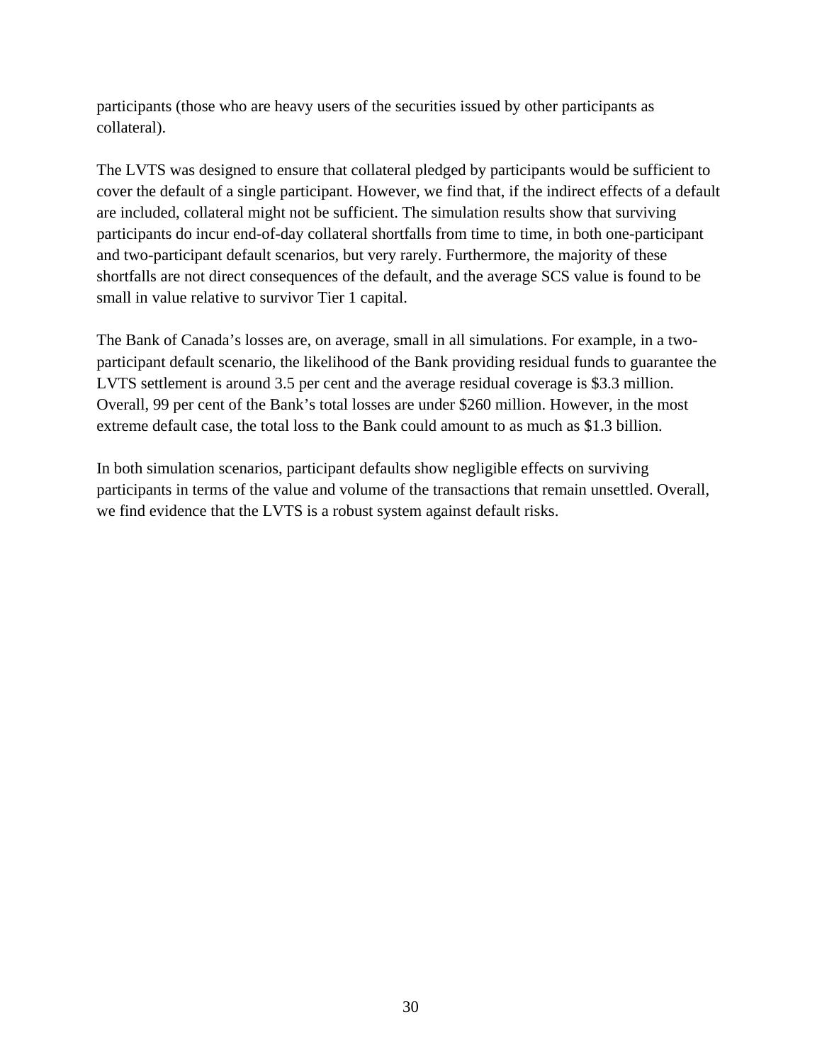participants (those who are heavy users of the securities issued by other participants as collateral).

The LVTS was designed to ensure that collateral pledged by participants would be sufficient to cover the default of a single participant. However, we find that, if the indirect effects of a default are included, collateral might not be sufficient. The simulation results show that surviving participants do incur end-of-day collateral shortfalls from time to time, in both one-participant and two-participant default scenarios, but very rarely. Furthermore, the majority of these shortfalls are not direct consequences of the default, and the average SCS value is found to be small in value relative to survivor Tier 1 capital.

The Bank of Canada's losses are, on average, small in all simulations. For example, in a two-participant default scenario, the likelihood of the Bank providing residual funds to guarantee the LVTS settlement is around 3.5 per cent and the average residual coverage is $3.3 million. Overall, 99 per cent of the Bank's total losses are under $260 million. However, in the most extreme default case, the total loss to the Bank could amount to as much as $1.3 billion.

In both simulation scenarios, participant defaults show negligible effects on surviving participants in terms of the value and volume of the transactions that remain unsettled. Overall, we find evidence that the LVTS is a robust system against default risks.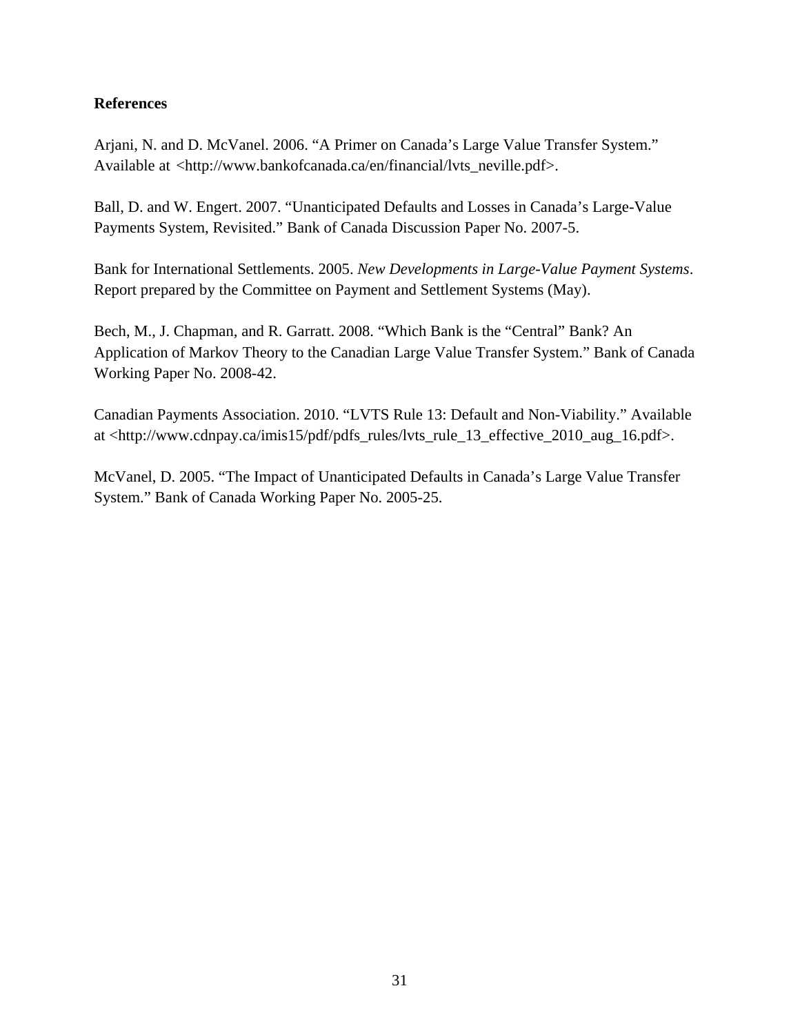## References

Arjani, N. and D. McVanel. 2006. "A Primer on Canada's Large Value Transfer System." Available at <http://www.bankofcanada.ca/en/financial/lvts_neville.pdf>.

Ball, D. and W. Engert. 2007. "Unanticipated Defaults and Losses in Canada's Large-Value Payments System, Revisited." Bank of Canada Discussion Paper No. 2007-5.

Bank for International Settlements. 2005. *New Developments in Large-Value Payment Systems*. Report prepared by the Committee on Payment and Settlement Systems (May).

Bech, M., J. Chapman, and R. Garratt. 2008. "Which Bank is the "Central" Bank? An Application of Markov Theory to the Canadian Large Value Transfer System." Bank of Canada Working Paper No. 2008-42.

Canadian Payments Association. 2010. "LVTS Rule 13: Default and Non-Viability." Available at <http://www.cdnpay.ca/imis15/pdf/pdfs_rules/lvts_rule_13_effective_2010_aug_16.pdf>.

McVanel, D. 2005. "The Impact of Unanticipated Defaults in Canada's Large Value Transfer System." Bank of Canada Working Paper No. 2005-25.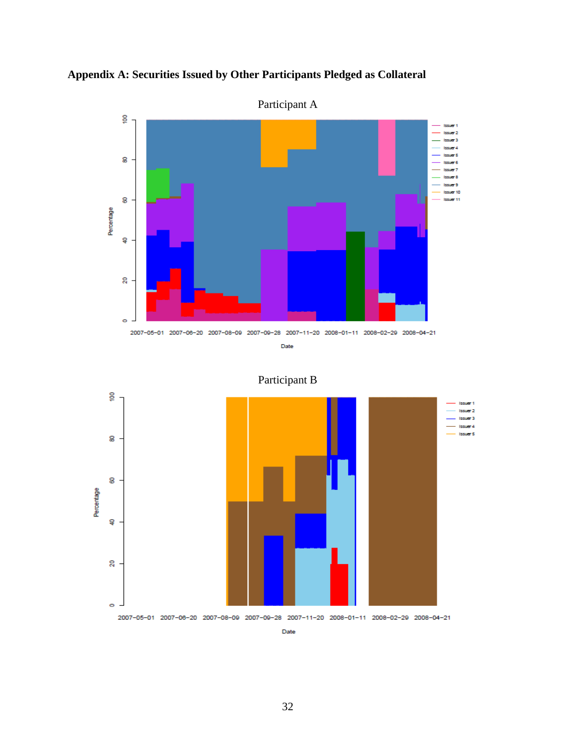## Appendix A: Securities Issued by Other Participants Pledged as Collateral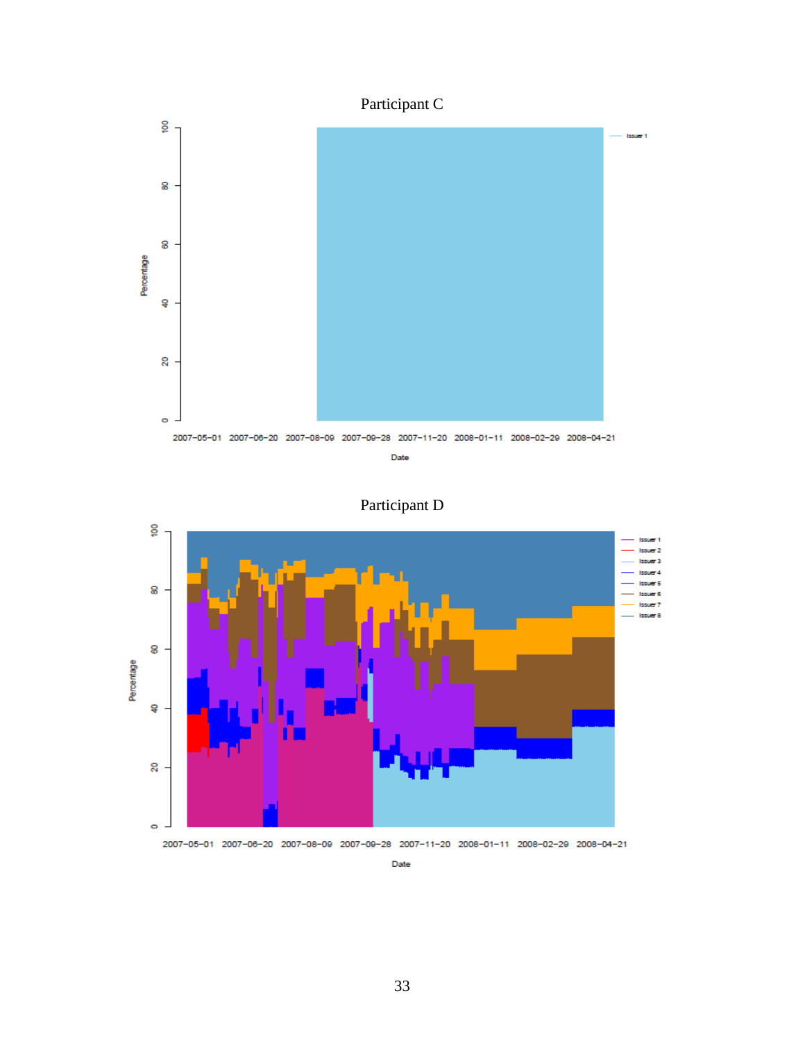Participant C

Participant D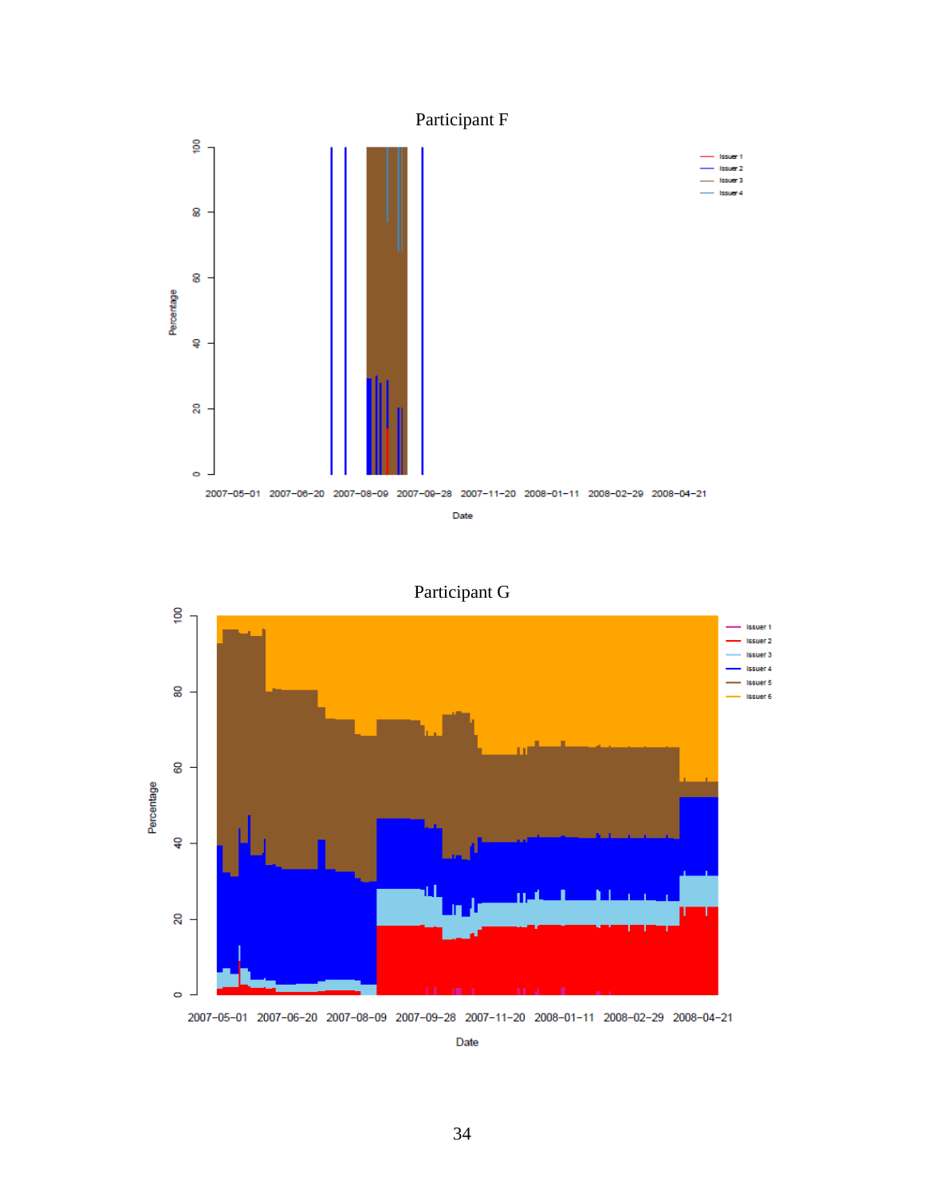Participant F

Participant G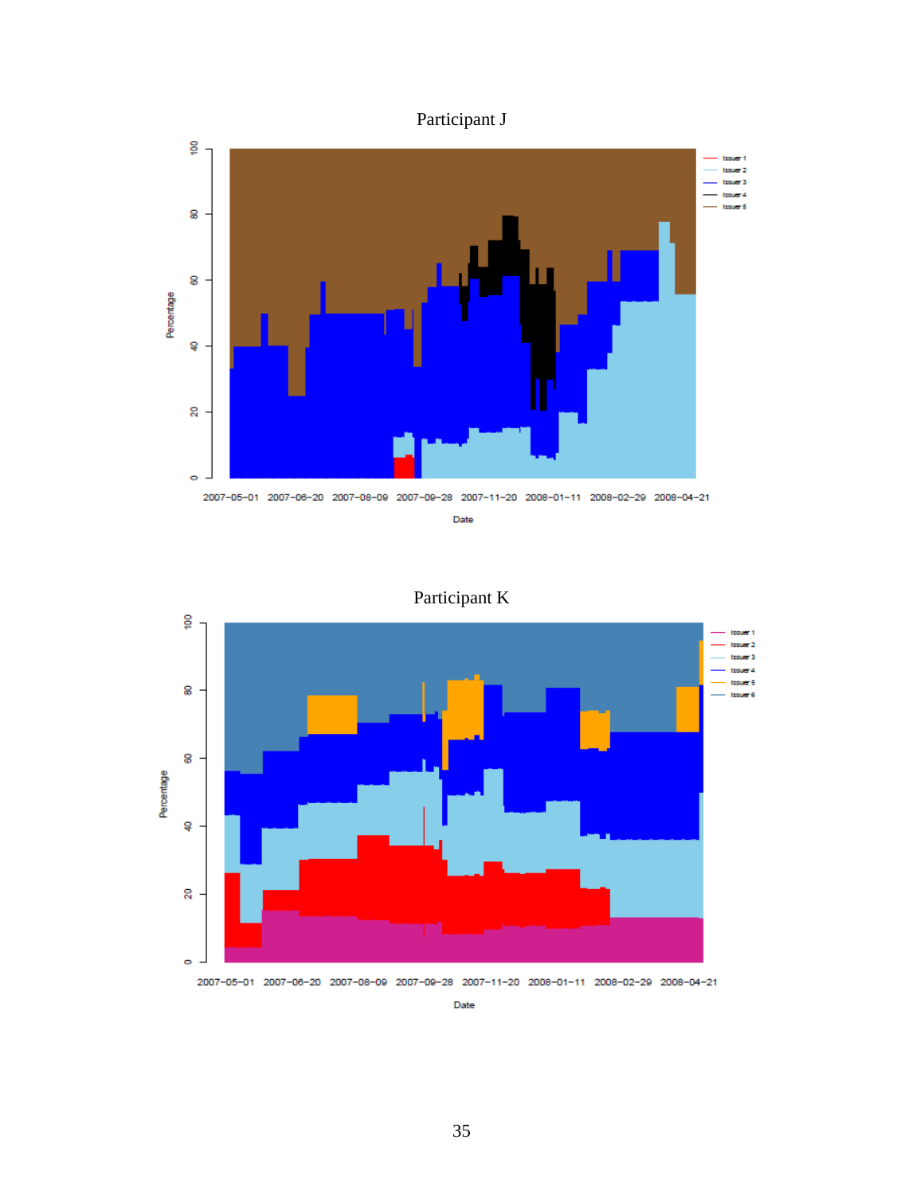Participant J

Participant K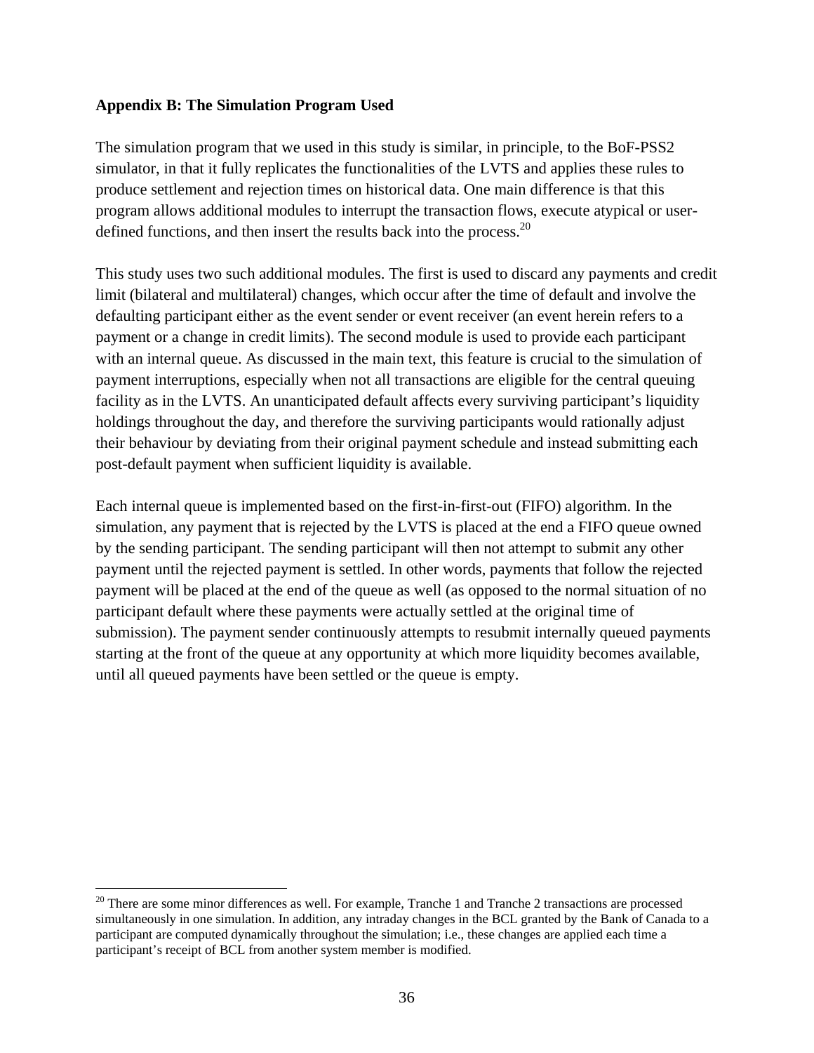**Appendix B: The Simulation Program Used**

The simulation program that we used in this study is similar, in principle, to the BoF-PSS2 simulator, in that it fully replicates the functionalities of the LVTS and applies these rules to produce settlement and rejection times on historical data. One main difference is that this program allows additional modules to interrupt the transaction flows, execute atypical or user-defined functions, and then insert the results back into the process.[20]

This study uses two such additional modules. The first is used to discard any payments and credit limit (bilateral and multilateral) changes, which occur after the time of default and involve the defaulting participant either as the event sender or event receiver (an event herein refers to a payment or a change in credit limits). The second module is used to provide each participant with an internal queue. As discussed in the main text, this feature is crucial to the simulation of payment interruptions, especially when not all transactions are eligible for the central queuing facility as in the LVTS. An unanticipated default affects every surviving participant's liquidity holdings throughout the day, and therefore the surviving participants would rationally adjust their behaviour by deviating from their original payment schedule and instead submitting each post-default payment when sufficient liquidity is available.

Each internal queue is implemented based on the first-in-first-out (FIFO) algorithm. In the simulation, any payment that is rejected by the LVTS is placed at the end a FIFO queue owned by the sending participant. The sending participant will then not attempt to submit any other payment until the rejected payment is settled. In other words, payments that follow the rejected payment will be placed at the end of the queue as well (as opposed to the normal situation of no participant default where these payments were actually settled at the original time of submission). The payment sender continuously attempts to resubmit internally queued payments starting at the front of the queue at any opportunity at which more liquidity becomes available, until all queued payments have been settled or the queue is empty.

[20] There are some minor differences as well. For example, Tranche 1 and Tranche 2 transactions are processed simultaneously in one simulation. In addition, any intraday changes in the BCL granted by the Bank of Canada to a participant are computed dynamically throughout the simulation; i.e., these changes are applied each time a participant's receipt of BCL from another system member is modified.